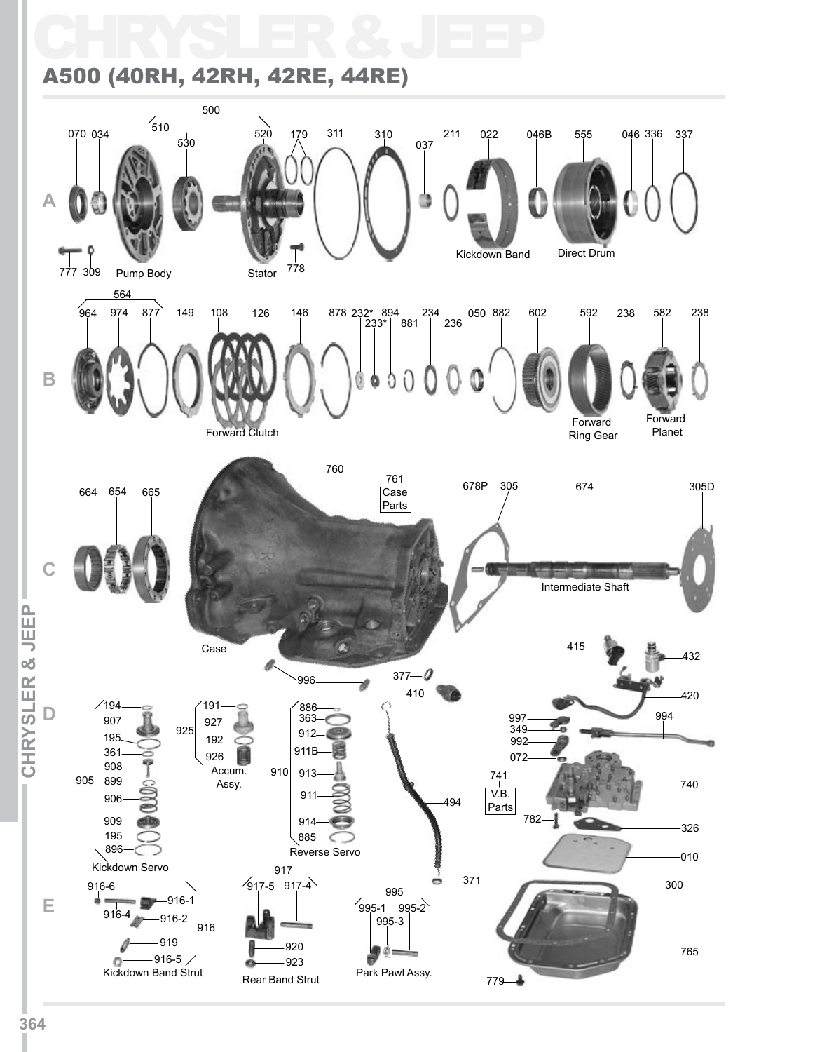# CHRYSLER & JEEP

## A500 (40RH, 42RH, 42RE, 44RE)

**A**

500, 510, 520, 530, 070, 034, 179, 311, 310, 037, 211, 022, 046B, 555, 046, 336, 337

777, 309, Pump Body, Stator, 778, Kickdown Band, Direct Drum

**B**

564, 964, 974, 877, 149, 108, 126, 146, 878, 232*, 233*, 894, 881, 234, 236, 050, 882, 602, 592, 238, 582, 238

Forward Clutch, Forward Ring Gear, Forward Planet

**C**

664, 654, 665, 760, 761 Case Parts, 678P, 305, 674, 305D

Case, Intermediate Shaft

**D**

996, 377, 410, 415, 432, 420

905 Kickdown Servo: 194, 907, 195, 361, 908, 899, 906, 909, 195, 896

925 Accum. Assy.: 191, 927, 192, 926

910 Reverse Servo: 886, 363, 912, 911B, 913, 911, 914, 885

494, 371

997, 349, 992, 072, 994, 741 V.B. Parts, 740, 782, 326, 010

**E**

916 Kickdown Band Strut: 916-6, 916-1, 916-4, 916-2, 919, 916-5

917 Rear Band Strut: 917-5, 917-4, 920, 923

995 Park Pawl Assy.: 995-1, 995-2, 995-3

300, 765, 779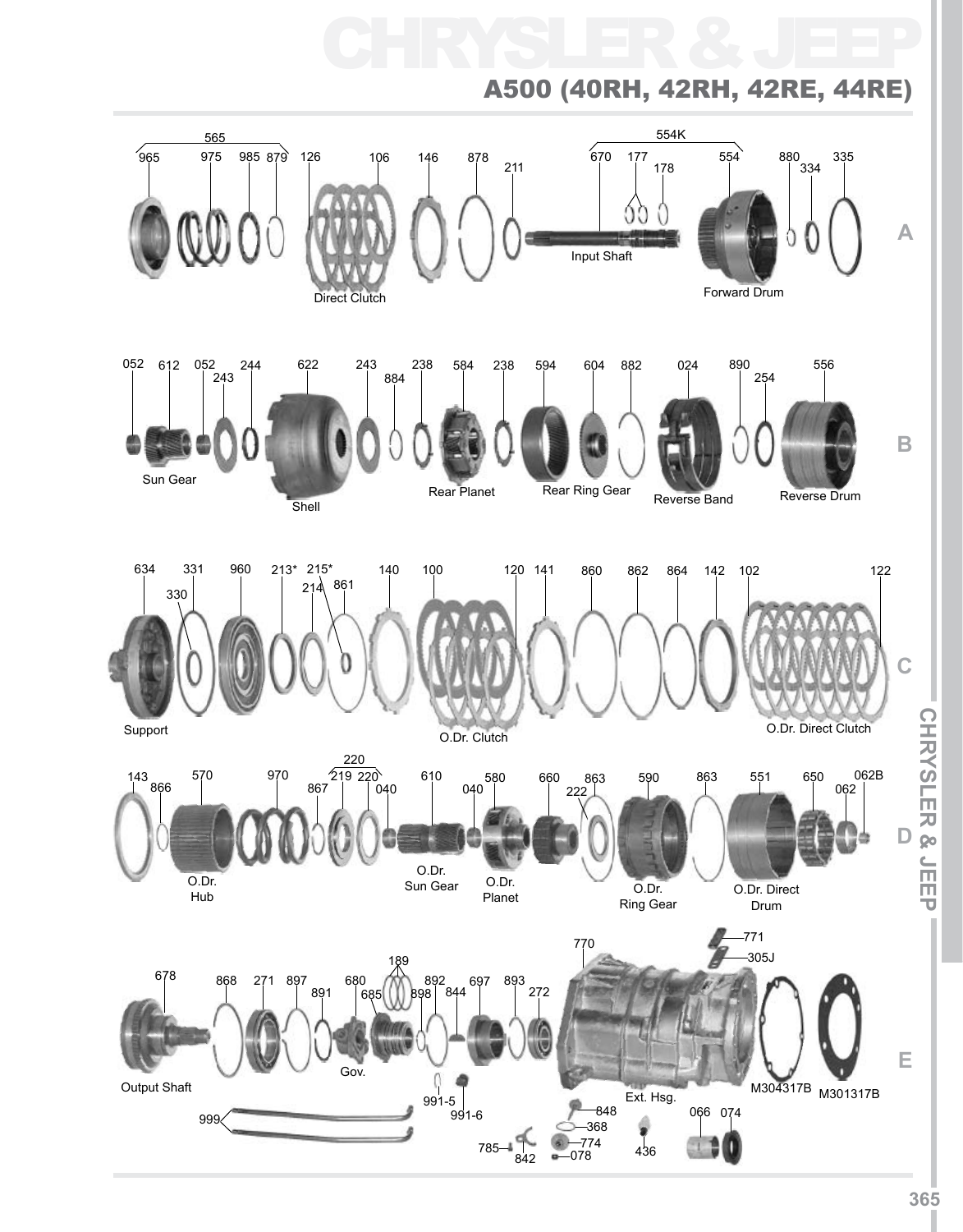# CHRYSLER & JEEP

## A500 (40RH, 42RH, 42RE, 44RE)

**A**

565: 965, 975, 985, 879

126, 106, 146, 878, 211

554K: 670, 177, 178, 554

880, 334, 335

Direct Clutch

Input Shaft

Forward Drum

**B**

052, 612, 052, 243, 244, 622, 243, 884, 238, 584, 238, 594, 604, 882, 024, 890, 254, 556

Sun Gear

Shell

Rear Planet

Rear Ring Gear

Reverse Band

Reverse Drum

**C**

634, 331, 330, 960, 213*, 215*, 214, 861, 140, 100, 120, 141, 860, 862, 864, 142, 102, 122

Support

O.Dr. Clutch

O.Dr. Direct Clutch

**D**

143, 866, 570, 970, 867

220: 219, 220

040, 610, 040, 580, 660, 863, 222, 590, 863, 551, 650, 062, 062B

O.Dr. Hub

O.Dr. Sun Gear

O.Dr. Planet

O.Dr. Ring Gear

O.Dr. Direct Drum

**E**

678, 868, 271, 897, 891, 680, 685, 189, 892, 898, 844, 697, 893, 272, 770, 771, 305J

Output Shaft

Gov.

991-5, 991-6

Ext. Hsg.

M304317B, M301317B

999

785, 842, 848, 368, 774, 078, 436, 066, 074

CHRYSLER & JEEP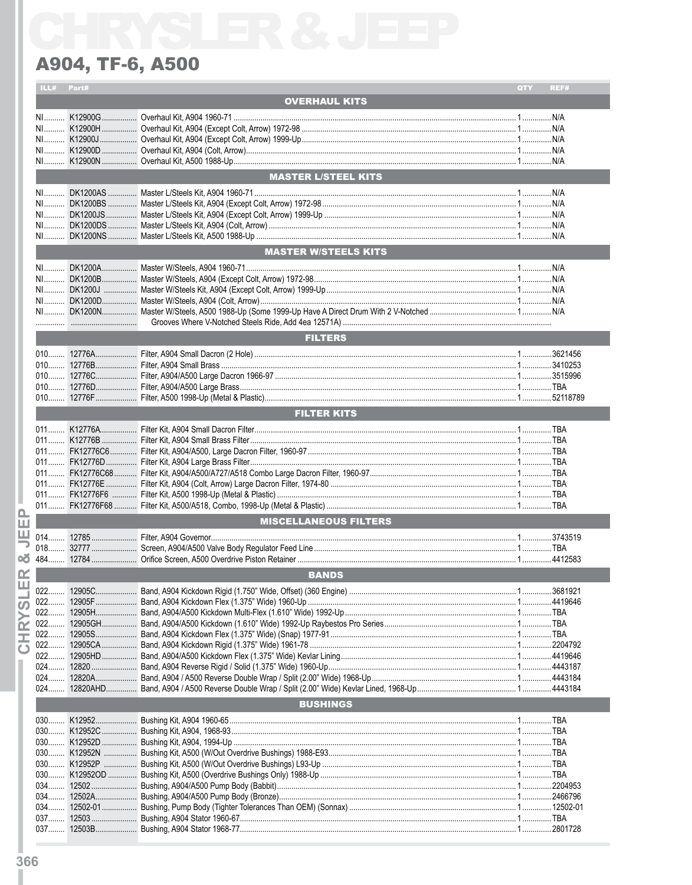# CHRYSLER & JEEP

## A904, TF-6, A500

| ILL# | Part# | | QTY | REF# |
|---|---|---|---|---|
| | | **OVERHAUL KITS** | | |
| NI | K12900G | Overhaul Kit, A904 1960-71 | 1 | N/A |
| NI | K12900H | Overhaul Kit, A904 (Except Colt, Arrow) 1972-98 | 1 | N/A |
| NI | K12900J | Overhaul Kit, A904 (Except Colt, Arrow) 1999-Up | 1 | N/A |
| NI | K12900D | Overhaul Kit, A904 (Colt, Arrow) | 1 | N/A |
| NI | K12900N | Overhaul Kit, A500 1988-Up | 1 | N/A |
| | | **MASTER L/STEEL KITS** | | |
| NI | DK1200AS | Master L/Steels Kit, A904 1960-71 | 1 | N/A |
| NI | DK1200BS | Master L/Steels Kit, A904 (Except Colt, Arrow) 1972-98 | 1 | N/A |
| NI | DK1200JS | Master L/Steels Kit, A904 (Except Colt, Arrow) 1999-Up | 1 | N/A |
| NI | DK1200DS | Master L/Steels Kit, A904 (Colt, Arrow) | 1 | N/A |
| NI | DK1200NS | Master L/Steels Kit, A500 1988-Up | 1 | N/A |
| | | **MASTER W/STEELS KITS** | | |
| NI | DK1200A | Master W/Steels, A904 1960-71 | 1 | N/A |
| NI | DK1200B | Master W/Steels, A904 (Except Colt, Arrow) 1972-98 | 1 | N/A |
| NI | DK1200J | Master W/Steels Kit, A904 (Except Colt, Arrow) 1999-Up | 1 | N/A |
| NI | DK1200D | Master W/Steels, A904 (Colt, Arrow) | 1 | N/A |
| NI | DK1200N | Master W/Steels, A500 1988-Up (Some 1999-Up Have A Direct Drum With 2 V-Notched Grooves Where V-Notched Steels Ride, Add 4ea 12571A) | 1 | N/A |
| | | **FILTERS** | | |
| 010 | 12776A | Filter, A904 Small Dacron (2 Hole) | 1 | 3621456 |
| 010 | 12776B | Filter, A904 Small Brass | 1 | 3410253 |
| 010 | 12776C | Filter, A904/A500 Large Dacron 1966-97 | 1 | 3515996 |
| 010 | 12776D | Filter, A904/A500 Large Brass | 1 | TBA |
| 010 | 12776F | Filter, A500 1998-Up (Metal & Plastic) | 1 | 52118789 |
| | | **FILTER KITS** | | |
| 011 | K12776A | Filter Kit, A904 Small Dacron Filter | 1 | TBA |
| 011 | K12776B | Filter Kit, A904 Small Brass Filter | 1 | TBA |
| 011 | FK12776C6 | Filter Kit, A904/A500, Large Dacron Filter, 1960-97 | 1 | TBA |
| 011 | FK12776D | Filter Kit, A904 Large Brass Filter | 1 | TBA |
| 011 | FK12776C68 | Filter Kit, A904/A500/A727/A518 Combo Large Dacron Filter, 1960-97 | 1 | TBA |
| 011 | FK12776E | Filter Kit, A904 (Colt, Arrow) Large Dacron Filter, 1974-80 | 1 | TBA |
| 011 | FK12776F6 | Filter Kit, A500 1998-Up (Metal & Plastic) | 1 | TBA |
| 011 | FK12776F68 | Filter Kit, A500/A518, Combo, 1998-Up (Metal & Plastic) | 1 | TBA |
| | | **MISCELLANEOUS FILTERS** | | |
| 014 | 12785 | Filter, A904 Governor | 1 | 3743519 |
| 018 | 32777 | Screen, A904/A500 Valve Body Regulator Feed Line | 1 | TBA |
| 484 | 12784 | Orifice Screen, A500 Overdrive Piston Retainer | 1 | 4412583 |
| | | **BANDS** | | |
| 022 | 12905C | Band, A904 Kickdown Rigid (1.750" Wide, Offset) (360 Engine) | 1 | 3681921 |
| 022 | 12905F | Band, A904 Kickdown Flex (1.375" Wide) 1960-Up | 1 | 4419646 |
| 022 | 12905H | Band, A904/A500 Kickdown Multi-Flex (1.610" Wide) 1992-Up | 1 | TBA |
| 022 | 12905GH | Band, A904/A500 Kickdown (1.610" Wide) 1992-Up Raybestos Pro Series | 1 | TBA |
| 022 | 12905S | Band, A904 Kickdown Flex (1.375" Wide) (Snap) 1977-91 | 1 | TBA |
| 022 | 12905CA | Band, A904 Kickdown Rigid (1.375" Wide) 1961-78 | 1 | 2204792 |
| 022 | 12905HD | Band, A904/A500 Kickdown Flex (1.375" Wide) Kevlar Lining | 1 | 4419646 |
| 024 | 12820 | Band, A904 Reverse Rigid / Solid (1.375" Wide) 1960-Up | 1 | 4443187 |
| 024 | 12820A | Band, A904 / A500 Reverse Double Wrap / Split (2.00" Wide) 1968-Up | 1 | 4443184 |
| 024 | 12820AHD | Band, A904 / A500 Reverse Double Wrap / Split (2.00" Wide) Kevlar Lined, 1968-Up | 1 | 4443184 |
| | | **BUSHINGS** | | |
| 030 | K12952 | Bushing Kit, A904 1960-65 | 1 | TBA |
| 030 | K12952C | Bushing Kit, A904, 1968-93 | 1 | TBA |
| 030 | K12952D | Bushing Kit, A904, 1994-Up | 1 | TBA |
| 030 | K12952N | Bushing Kit, A500 (W/Out Overdrive Bushings) 1988-E93 | 1 | TBA |
| 030 | K12952P | Bushing Kit, A500 (W/Out Overdrive Bushings) L93-Up | 1 | TBA |
| 030 | K12952OD | Bushing Kit, A500 (Overdrive Bushings Only) 1988-Up | 1 | TBA |
| 034 | 12502 | Bushing, A904/A500 Pump Body (Babbit) | 1 | 2204953 |
| 034 | 12502A | Bushing, A904/A500 Pump Body (Bronze) | 1 | 2466796 |
| 034 | 12502-01 | Bushing, Pump Body (Tighter Tolerances Than OEM) (Sonnax) | 1 | 12502-01 |
| 037 | 12503 | Bushing, A904 Stator 1960-67 | 1 | TBA |
| 037 | 12503B | Bushing, A904 Stator 1968-77 | 1 | 2801728 |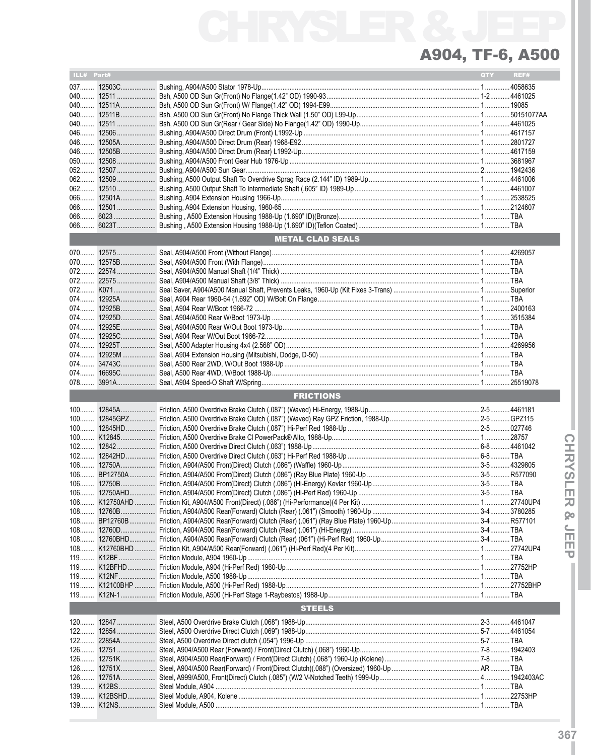# CHRYSLER & JEEP

## A904, TF-6, A500

| ILL# | Part# | | QTY | REF# |
|---|---|---|---|---|
| 037 | 12503C | Bushing, A904/A500 Stator 1978-Up | 1 | 4058635 |
| 040 | 12511 | Bsh, A500 OD Sun Gr(Front) No Flange(1.42" OD) 1990-93 | 1-2 | 4461025 |
| 040 | 12511A | Bsh, A500 OD Sun Gr(Front) W/ Flange(1.42" OD) 1994-E99 | 1 | 19085 |
| 040 | 12511B | Bsh, A500 OD Sun Gr(Front) No Flange Thick Wall (1.50" OD) L99-Up | 1 | 50151077AA |
| 040 | 12511 | Bsh, A500 OD Sun Gr(Rear / Gear Side) No Flange(1.42" OD) 1990-Up | 1 | 4461025 |
| 046 | 12506 | Bushing, A904/A500 Direct Drum (Front) L1992-Up | 1 | 4617157 |
| 046 | 12505A | Bushing, A904/A500 Direct Drum (Rear) 1968-E92 | 1 | 2801727 |
| 046 | 12505B | Bushing, A904/A500 Direct Drum (Rear) L1992-Up | 1 | 4617159 |
| 050 | 12508 | Bushing, A904/A500 Front Gear Hub 1976-Up | 1 | 3681967 |
| 052 | 12507 | Bushing, A904/A500 Sun Gear | 2 | 1942436 |
| 062 | 12509 | Bushing, A500 Output Shaft To Overdrive Sprag Race (2.144" ID) 1989-Up | 1 | 4461006 |
| 062 | 12510 | Bushing, A500 Output Shaft To Intermediate Shaft (.605" ID) 1989-Up | 1 | 4461007 |
| 066 | 12501A | Bushing, A904 Extension Housing 1966-Up | 1 | 2538525 |
| 066 | 12501 | Bushing, A904 Extension Housing, 1960-65 | 1 | 2124607 |
| 066 | 6023 | Bushing , A500 Extension Housing 1988-Up (1.690" ID)(Bronze) | 1 | TBA |
| 066 | 6023T | Bushing , A500 Extension Housing 1988-Up (1.690" ID)(Teflon Coated) | 1 | TBA |
| | | **METAL CLAD SEALS** | | |
| 070 | 12575 | Seal, A904/A500 Front (Without Flange) | 1 | 4269057 |
| 070 | 12575B | Seal, A904/A500 Front (With Flange) | 1 | TBA |
| 072 | 22574 | Seal, A904/A500 Manual Shaft (1/4" Thick) | 1 | TBA |
| 072 | 22575 | Seal, A904/A500 Manual Shaft (3/8" Thick) | 1 | TBA |
| 072 | K071 | Seal Saver, A904/A500 Manual Shaft, Prevents Leaks, 1960-Up (Kit Fixes 3-Trans) | 1 | Superior |
| 074 | 12925A | Seal, A904 Rear 1960-64 (1.692" OD) W/Bolt On Flange | 1 | TBA |
| 074 | 12925B | Seal, A904 Rear W/Boot 1966-72 | 1 | 2400163 |
| 074 | 12925D | Seal, A904/A500 Rear W/Boot 1973-Up | 1 | 3515384 |
| 074 | 12925E | Seal, A904/A500 Rear W/Out Boot 1973-Up | 1 | TBA |
| 074 | 12925C | Seal, A904 Rear W/Out Boot 1966-72 | 1 | TBA |
| 074 | 12925T | Seal, A500 Adapter Housing 4x4 (2.568" OD) | 1 | 4269956 |
| 074 | 12925M | Seal, A904 Extension Housing (Mitsubishi, Dodge, D-50) | 1 | TBA |
| 074 | 34743C | Seal, A500 Rear 2WD, W/Out Boot 1988-Up | 1 | TBA |
| 074 | 16695C | Seal, A500 Rear 4WD, W/Boot 1988-Up | 1 | TBA |
| 078 | 3991A | Seal, A904 Speed-O Shaft W/Spring | 1 | 25519078 |
| | | **FRICTIONS** | | |
| 100 | 12845A | Friction, A500 Overdrive Brake Clutch (.087") (Waved) Hi-Energy, 1988-Up | 2-5 | 4461181 |
| 100 | 12845GPZ | Friction, A500 Overdrive Brake Clutch (.087") (Waved) Ray GPZ Friction, 1988-Up | 2-5 | GPZ115 |
| 100 | 12845HD | Friction, A500 Overdrive Brake Clutch (.087") Hi-Perf Red 1988-Up | 2-5 | 027746 |
| 100 | K12845 | Friction, A500 Overdrive Brake Cl PowerPack® Alto, 1988-Up | 1 | 28757 |
| 102 | 12842 | Friction, A500 Overdrive Direct Clutch (.063") 1988-Up | 6-8 | 4461042 |
| 102 | 12842HD | Friction, A500 Overdrive Direct Clutch (.063") Hi-Perf Red 1988-Up | 6-8 | TBA |
| 106 | 12750A | Friction, A904/A500 Front(Direct) Clutch (.086") (Waffle) 1960-Up | 3-5 | 4329805 |
| 106 | BP12750A | Friction, A904/A500 Front(Direct) Clutch (.086") (Ray Blue Plate) 1960-Up | 3-5 | R577090 |
| 106 | 12750B | Friction, A904/A500 Front(Direct) Clutch (.086") (Hi-Energy) Kevlar 1960-Up | 3-5 | TBA |
| 106 | 12750AHD | Friction, A904/A500 Front(Direct) Clutch (.086") (Hi-Perf Red) 1960-Up | 3-5 | TBA |
| 106 | K12750AHD | Friction Kit, A904/A500 Front(Direct) (.086") (Hi-Performance)(4 Per Kit) | 1 | 27740UP4 |
| 108 | 12760B | Friction, A904/A500 Rear(Forward) Clutch (Rear) (.061") (Smooth) 1960-Up | 3-4 | 3780285 |
| 108 | BP12760B | Friction, A904/A500 Rear(Forward) Clutch (Rear) (.061") (Ray Blue Plate) 1960-Up | 3-4 | R577101 |
| 108 | 12760D | Friction, A904/A500 Rear(Forward) Clutch (Rear) (.061") (Hi-Energy) | 3-4 | TBA |
| 108 | 12760BHD | Friction, A904/A500 Rear(Forward) Clutch (Rear) (061") (Hi-Perf Red) 1960-Up | 3-4 | TBA |
| 108 | K12760BHD | Friction Kit, A904/A500 Rear(Forward) (.061") (Hi-Perf Red)(4 Per Kit) | 1 | 27742UP4 |
| 119 | K12BF | Friction Module, A904 1960-Up | 1 | TBA |
| 119 | K12BFHD | Friction Module, A904 (Hi-Perf Red) 1960-Up | 1 | 27752HP |
| 119 | K12NF | Friction Module, A500 1988-Up | 1 | TBA |
| 119 | K12100BHP | Friction Module, A500 (Hi-Perf Red) 1988-Up | 1 | 27752BHP |
| 119 | K12N-1 | Friction Module, A500 (Hi-Perf Stage 1-Raybestos) 1988-Up | 1 | TBA |
| | | **STEELS** | | |
| 120 | 12847 | Steel, A500 Overdrive Brake Clutch (.068") 1988-Up | 2-3 | 4461047 |
| 122 | 12854 | Steel, A500 Overdrive Direct Clutch (.069") 1988-Up | 5-7 | 4461054 |
| 122 | 22854A | Steel, A500 Overdrive Direct clutch (.054") 1996-Up | 5-7 | TBA |
| 126 | 12751 | Steel, A904/A500 Rear (Forward) / Front(Direct Clutch) (.068") 1960-Up | 7-8 | 1942403 |
| 126 | 12751K | Steel, A904/A500 Rear(Forward) / Front(Direct Clutch) (.068") 1960-Up (Kolene) | 7-8 | TBA |
| 126 | 12751X | Steel, A904/A500 Rear(Forward) / Front(Direct Clutch)(.088") (Oversized) 1960-Up | AR | TBA |
| 126 | 12751A | Steel, A999/A500, Front(Direct) Clutch (.085") (W/2 V-Notched Teeth) 1999-Up | 4 | 1942403AC |
| 139 | K12BS | Steel Module, A904 | 1 | TBA |
| 139 | K12BSHD | Steel Module, A904, Kolene | 1 | 22753HP |
| 139 | K12NS | Steel Module, A500 | 1 | TBA |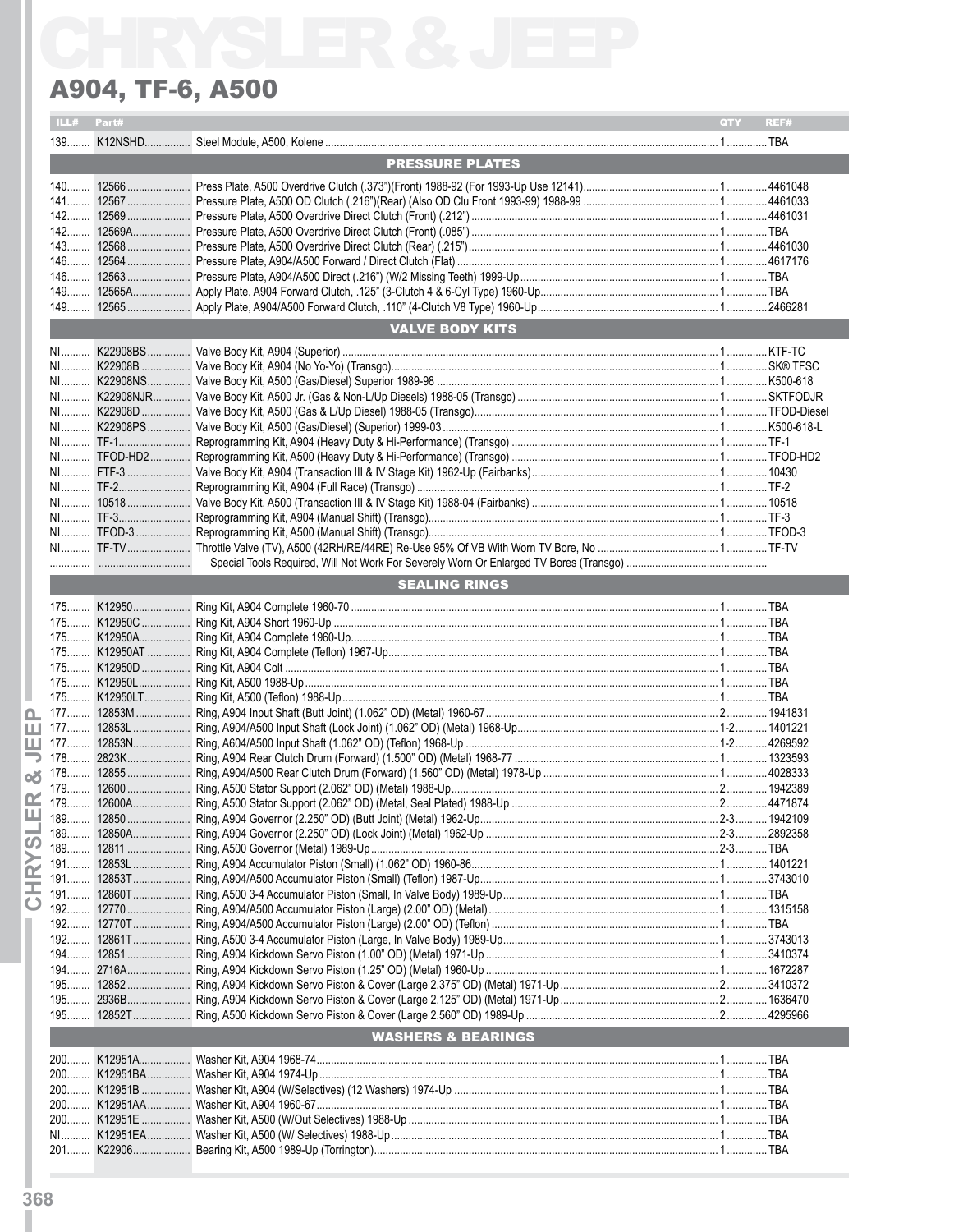# CHRYSLER & JEEP

## A904, TF-6, A500

| ILL# | Part# | | QTY | REF# |
|---|---|---|---|---|
| 139 | K12NSHD | Steel Module, A500, Kolene | 1 | TBA |
| | | **PRESSURE PLATES** | | |
| 140 | 12566 | Press Plate, A500 Overdrive Clutch (.373")(Front) 1988-92 (For 1993-Up Use 12141) | 1 | 4461048 |
| 141 | 12567 | Pressure Plate, A500 OD Clutch (.216")(Rear) (Also OD Clu Front 1993-99) 1988-99 | 1 | 4461033 |
| 142 | 12569 | Pressure Plate, A500 Overdrive Direct Clutch (Front) (.212") | 1 | 4461031 |
| 142 | 12569A | Pressure Plate, A500 Overdrive Direct Clutch (Front) (.085") | 1 | TBA |
| 143 | 12568 | Pressure Plate, A500 Overdrive Direct Clutch (Rear) (.215") | 1 | 4461030 |
| 146 | 12564 | Pressure Plate, A904/A500 Forward / Direct Clutch (Flat) | 1 | 4617176 |
| 146 | 12563 | Pressure Plate, A904/A500 Direct (.216") (W/2 Missing Teeth) 1999-Up | 1 | TBA |
| 149 | 12565A | Apply Plate, A904 Forward Clutch, .125" (3-Clutch 4 & 6-Cyl Type) 1960-Up | 1 | TBA |
| 149 | 12565 | Apply Plate, A904/A500 Forward Clutch, .110" (4-Clutch V8 Type) 1960-Up | 1 | 2466281 |
| | | **VALVE BODY KITS** | | |
| NI | K22908BS | Valve Body Kit, A904 (Superior) | 1 | KTF-TC |
| NI | K22908B | Valve Body Kit, A904 (No Yo-Yo) (Transgo) | 1 | SK® TFSC |
| NI | K22908NS | Valve Body Kit, A500 (Gas/Diesel) Superior 1989-98 | 1 | K500-618 |
| NI | K22908NJR | Valve Body Kit, A500 Jr. (Gas & Non-L/Up Diesels) 1988-05 (Transgo) | 1 | SKTFODJR |
| NI | K22908D | Valve Body Kit, A500 (Gas & L/Up Diesel) 1988-05 (Transgo) | 1 | TFOD-Diesel |
| NI | K22908PS | Valve Body Kit, A500 (Gas/Diesel) (Superior) 1999-03 | 1 | K500-618-L |
| NI | TF-1 | Reprogramming Kit, A904 (Heavy Duty & Hi-Performance) (Transgo) | 1 | TF-1 |
| NI | TFOD-HD2 | Reprogramming Kit, A500 (Heavy Duty & Hi-Performance) (Transgo) | 1 | TFOD-HD2 |
| NI | FTF-3 | Valve Body Kit, A904 (Transaction III & IV Stage Kit) 1962-Up (Fairbanks) | 1 | 10430 |
| NI | TF-2 | Reprogramming Kit, A904 (Full Race) (Transgo) | 1 | TF-2 |
| NI | 10518 | Valve Body Kit, A500 (Transaction III & IV Stage Kit) 1988-04 (Fairbanks) | 1 | 10518 |
| NI | TF-3 | Reprogramming Kit, A904 (Manual Shift) (Transgo) | 1 | TF-3 |
| NI | TFOD-3 | Reprogramming Kit, A500 (Manual Shift) (Transgo) | 1 | TFOD-3 |
| NI | TF-TV | Throttle Valve (TV), A500 (42RH/RE/44RE) Re-Use 95% Of VB With Worn TV Bore, No | 1 | TF-TV |
| | | Special Tools Required, Will Not Work For Severely Worn Or Enlarged TV Bores (Transgo) | | |
| | | **SEALING RINGS** | | |
| 175 | K12950 | Ring Kit, A904 Complete 1960-70 | 1 | TBA |
| 175 | K12950C | Ring Kit, A904 Short 1960-Up | 1 | TBA |
| 175 | K12950A | Ring Kit, A904 Complete 1960-Up | 1 | TBA |
| 175 | K12950AT | Ring Kit, A904 Complete (Teflon) 1967-Up | 1 | TBA |
| 175 | K12950D | Ring Kit, A904 Colt | 1 | TBA |
| 175 | K12950L | Ring Kit, A500 1988-Up | 1 | TBA |
| 175 | K12950LT | Ring Kit, A500 (Teflon) 1988-Up | 1 | TBA |
| 177 | 12853M | Ring, A904 Input Shaft (Butt Joint) (1.062" OD) (Metal) 1960-67 | 2 | 1941831 |
| 177 | 12853L | Ring, A904/A500 Input Shaft (Lock Joint) (1.062" OD) (Metal) 1968-Up | 1-2 | 1401221 |
| 177 | 12853N | Ring, A604/A500 Input Shaft (1.062" OD) (Teflon) 1968-Up | 1-2 | 4269592 |
| 178 | 2823K | Ring, A904 Rear Clutch Drum (Forward) (1.500" OD) (Metal) 1968-77 | 1 | 1323593 |
| 178 | 12855 | Ring, A904/A500 Rear Clutch Drum (Forward) (1.560" OD) (Metal) 1978-Up | 1 | 4028333 |
| 179 | 12600 | Ring, A500 Stator Support (2.062" OD) (Metal) 1988-Up | 2 | 1942389 |
| 179 | 12600A | Ring, A500 Stator Support (2.062" OD) (Metal, Seal Plated) 1988-Up | 2 | 4471874 |
| 189 | 12850 | Ring, A904 Governor (2.250" OD) (Butt Joint) (Metal) 1962-Up | 2-3 | 1942109 |
| 189 | 12850A | Ring, A904 Governor (2.250" OD) (Lock Joint) (Metal) 1962-Up | 2-3 | 2892358 |
| 189 | 12811 | Ring, A500 Governor (Metal) 1989-Up | 2-3 | TBA |
| 191 | 12853L | Ring, A904 Accumulator Piston (Small) (1.062" OD) 1960-86 | 1 | 1401221 |
| 191 | 12853T | Ring, A904/A500 Accumulator Piston (Small) (Teflon) 1987-Up | 1 | 3743010 |
| 191 | 12860T | Ring, A500 3-4 Accumulator Piston (Small, In Valve Body) 1989-Up | 1 | TBA |
| 192 | 12770 | Ring, A904/A500 Accumulator Piston (Large) (2.00" OD) (Metal) | 1 | 1315158 |
| 192 | 12770T | Ring, A904/A500 Accumulator Piston (Large) (2.00" OD) (Teflon) | 1 | TBA |
| 192 | 12861T | Ring, A500 3-4 Accumulator Piston (Large, In Valve Body) 1989-Up | 1 | 3743013 |
| 194 | 12851 | Ring, A904 Kickdown Servo Piston (1.00" OD) (Metal) 1971-Up | 1 | 3410374 |
| 194 | 2716A | Ring, A904 Kickdown Servo Piston (1.25" OD) (Metal) 1960-Up | 1 | 1672287 |
| 195 | 12852 | Ring, A904 Kickdown Servo Piston & Cover (Large 2.375" OD) (Metal) 1971-Up | 2 | 3410372 |
| 195 | 2936B | Ring, A904 Kickdown Servo Piston & Cover (Large 2.125" OD) (Metal) 1971-Up | 2 | 1636470 |
| 195 | 12852T | Ring, A500 Kickdown Servo Piston & Cover (Large 2.560" OD) 1989-Up | 2 | 4295966 |
| | | **WASHERS & BEARINGS** | | |
| 200 | K12951A | Washer Kit, A904 1968-74 | 1 | TBA |
| 200 | K12951BA | Washer Kit, A904 1974-Up | 1 | TBA |
| 200 | K12951B | Washer Kit, A904 (W/Selectives) (12 Washers) 1974-Up | 1 | TBA |
| 200 | K12951AA | Washer Kit, A904 1960-67 | 1 | TBA |
| 200 | K12951E | Washer Kit, A500 (W/Out Selectives) 1988-Up | 1 | TBA |
| NI | K12951EA | Washer Kit, A500 (W/ Selectives) 1988-Up | 1 | TBA |
| 201 | K22906 | Bearing Kit, A500 1989-Up (Torrington) | 1 | TBA |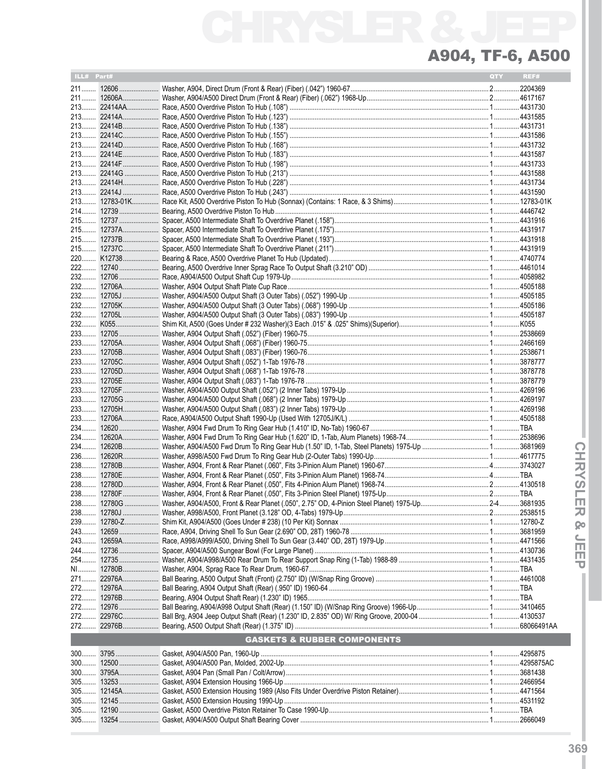# CHRYSLER & JEEP

## A904, TF-6, A500

| ILL# | Part# | | QTY | REF# |
|---|---|---|---|---|
| 211 | 12606 | Washer, A904, Direct Drum (Front & Rear) (Fiber) (.042") 1960-67 | 2 | 2204369 |
| 211 | 12606A | Washer, A904/A500 Direct Drum (Front & Rear) (Fiber) (.062") 1968-Up | 2 | 4617167 |
| 213 | 22414AA | Race, A500 Overdrive Piston To Hub (.108") | 1 | 4431730 |
| 213 | 22414A | Race, A500 Overdrive Piston To Hub (.123") | 1 | 4431585 |
| 213 | 22414B | Race, A500 Overdrive Piston To Hub (.138") | 1 | 4431731 |
| 213 | 22414C | Race, A500 Overdrive Piston To Hub (.155") | 1 | 4431586 |
| 213 | 22414D | Race, A500 Overdrive Piston To Hub (.168") | 1 | 4431732 |
| 213 | 22414E | Race, A500 Overdrive Piston To Hub (.183") | 1 | 4431587 |
| 213 | 22414F | Race, A500 Overdrive Piston To Hub (.198") | 1 | 4431733 |
| 213 | 22414G | Race, A500 Overdrive Piston To Hub (.213") | 1 | 4431588 |
| 213 | 22414H | Race, A500 Overdrive Piston To Hub (.228") | 1 | 4431734 |
| 213 | 22414J | Race, A500 Overdrive Piston To Hub (.243") | 1 | 4431590 |
| 213 | 12783-01K | Race Kit, A500 Overdrive Piston To Hub (Sonnax) (Contains: 1 Race, & 3 Shims) | 1 | 12783-01K |
| 214 | 12739 | Bearing, A500 Overdrive Piston To Hub | 1 | 4446742 |
| 215 | 12737 | Spacer, A500 Intermediate Shaft To Overdrive Planet (.158") | 1 | 4431916 |
| 215 | 12737A | Spacer, A500 Intermediate Shaft To Overdrive Planet (.175") | 1 | 4431917 |
| 215 | 12737B | Spacer, A500 Intermediate Shaft To Overdrive Planet (.193") | 1 | 4431918 |
| 215 | 12737C | Spacer, A500 Intermediate Shaft To Overdrive Planet (.211") | 1 | 4431919 |
| 220 | K12738 | Bearing & Race, A500 Overdrive Planet To Hub (Updated) | 1 | 4740774 |
| 222 | 12740 | Bearing, A500 Overdrive Inner Sprag Race To Output Shaft (3.210" OD) | 1 | 4461014 |
| 232 | 12706 | Race, A904/A500 Output Shaft Cup 1979-Up | 1 | 4058982 |
| 232 | 12706A | Washer, A904 Output Shaft Plate Cup Race | 1 | 4505188 |
| 232 | 12705J | Washer, A904/A500 Output Shaft (3 Outer Tabs) (.052") 1990-Up | 1 | 4505185 |
| 232 | 12705K | Washer, A904/A500 Output Shaft (3 Outer Tabs) (.068") 1990-Up | 1 | 4505186 |
| 232 | 12705L | Washer, A904/A500 Output Shaft (3 Outer Tabs) (.083") 1990-Up | 1 | 4505187 |
| 232 | K055 | Shim Kit, A500 (Goes Under # 232 Washer)(3 Each .015" & .025" Shims)(Superior) | 1 | K055 |
| 233 | 12705 | Washer, A904 Output Shaft (.052") (Fiber) 1960-75 | 1 | 2538669 |
| 233 | 12705A | Washer, A904 Output Shaft (.068") (Fiber) 1960-75 | 1 | 2466169 |
| 233 | 12705B | Washer, A904 Output Shaft (.083") (Fiber) 1960-76 | 1 | 2538671 |
| 233 | 12705C | Washer, A904 Output Shaft (.052") 1-Tab 1976-78 | 1 | 3878777 |
| 233 | 12705D | Washer, A904 Output Shaft (.068") 1-Tab 1976-78 | 1 | 3878778 |
| 233 | 12705E | Washer, A904 Output Shaft (.083") 1-Tab 1976-78 | 1 | 3878779 |
| 233 | 12705F | Washer, A904/A500 Output Shaft (.052") (2 Inner Tabs) 1979-Up | 1 | 4269196 |
| 233 | 12705G | Washer, A904/A500 Output Shaft (.068") (2 Inner Tabs) 1979-Up | 1 | 4269197 |
| 233 | 12705H | Washer, A904/A500 Output Shaft (.083") (2 Inner Tabs) 1979-Up | 1 | 4269198 |
| 233 | 12706A | Race, A904/A500 Output Shaft 1990-Up (Used With 12705J/K/L) | 1 | 4505188 |
| 234 | 12620 | Washer, A904 Fwd Drum To Ring Gear Hub (1.410" ID, No-Tab) 1960-67 | 1 | TBA |
| 234 | 12620A | Washer, A904 Fwd Drum To Ring Gear Hub (1.620" ID, 1-Tab, Alum Planets) 1968-74 | 1 | 2538696 |
| 234 | 12620B | Washer, A904/A500 Fwd Drum To Ring Gear Hub (1.50" ID, 1-Tab, Steel Planets) 1975-Up | 1 | 3681969 |
| 236 | 12620R | Washer, A998/A500 Fwd Drum To Ring Gear Hub (2-Outer Tabs) 1990-Up | 1 | 4617775 |
| 238 | 12780B | Washer, A904, Front & Rear Planet (.060", Fits 3-Pinion Alum Planet) 1960-67 | 4 | 3743027 |
| 238 | 12780E | Washer, A904, Front & Rear Planet (.050", Fits 3-Pinion Alum Planet) 1968-74 | 4 | TBA |
| 238 | 12780D | Washer, A904, Front & Rear Planet (.050", Fits 4-Pinion Alum Planet) 1968-74 | 2 | 4130518 |
| 238 | 12780F | Washer, A904, Front & Rear Planet (.050", Fits 3-Pinion Steel Planet) 1975-Up | 2 | TBA |
| 238 | 12780G | Washer, A904/A500, Front & Rear Planet (.050", 2.75" OD, 4-Pinion Steel Planet) 1975-Up | 2-4 | 3681935 |
| 238 | 12780J | Washer, A998/A500, Front Planet (3.128" OD, 4-Tabs) 1979-Up | 2 | 2538515 |
| 239 | 12780-Z | Shim Kit, A904/A500 (Goes Under # 238) (10 Per Kit) Sonnax | 1 | 12780-Z |
| 243 | 12659 | Race, A904, Driving Shell To Sun Gear (2.690" OD, 28T) 1960-78 | 1 | 3681959 |
| 243 | 12659A | Race, A998/A999/A500, Driving Shell To Sun Gear (3.440" OD, 28T) 1979-Up | 1 | 4471566 |
| 244 | 12736 | Spacer, A904/A500 Sungear Bowl (For Large Planet) | 1 | 4130736 |
| 254 | 12735 | Washer, A904/A998/A500 Rear Drum To Rear Support Snap Ring (1-Tab) 1988-89 | 1 | 4431435 |
| NI | 12780B | Washer, A904, Sprag Race To Rear Drum, 1960-67 | 1 | TBA |
| 271 | 22976A | Ball Bearing, A500 Output Shaft (Front) (2.750" ID) (W/Snap Ring Groove) | 1 | 4461008 |
| 272 | 12976A | Ball Bearing, A904 Output Shaft (Rear) (.950" ID) 1960-64 | 1 | TBA |
| 272 | 12976B | Bearing, A904 Output Shaft Rear) (1.230" ID) 1965 | 1 | TBA |
| 272 | 12976 | Ball Bearing, A904/A998 Output Shaft (Rear) (1.150" ID) (W/Snap Ring Groove) 1966-Up | 1 | 3410465 |
| 272 | 22976C | Ball Brg, A904 Jeep Output Shaft (Rear) (1.230" ID, 2.835" OD) W/ Ring Groove, 2000-04 | 1 | 4130537 |
| 272 | 22976B | Bearing, A500 Output Shaft (Rear) (1.375" ID) | 1 | 68066491AA |

### GASKETS & RUBBER COMPONENTS

| ILL# | Part# | | QTY | REF# |
|---|---|---|---|---|
| 300 | 3795 | Gasket, A904/A500 Pan, 1960-Up | 1 | 4295875 |
| 300 | 12500 | Gasket, A904/A500 Pan, Molded, 2002-Up | 1 | 4295875AC |
| 300 | 3795A | Gasket, A904 Pan (Small Pan / Colt/Arrow) | 1 | 3681438 |
| 305 | 13253 | Gasket, A904 Extension Housing 1966-Up | 1 | 2466954 |
| 305 | 12145A | Gasket, A500 Extension Housing 1989 (Also Fits Under Overdrive Piston Retainer) | 1 | 4471564 |
| 305 | 12145 | Gasket, A500 Extension Housing 1990-Up | 1 | 4531192 |
| 305 | 12190 | Gasket, A500 Overdrive Piston Retainer To Case 1990-Up | 1 | TBA |
| 305 | 13254 | Gasket, A904/A500 Output Shaft Bearing Cover | 1 | 2666049 |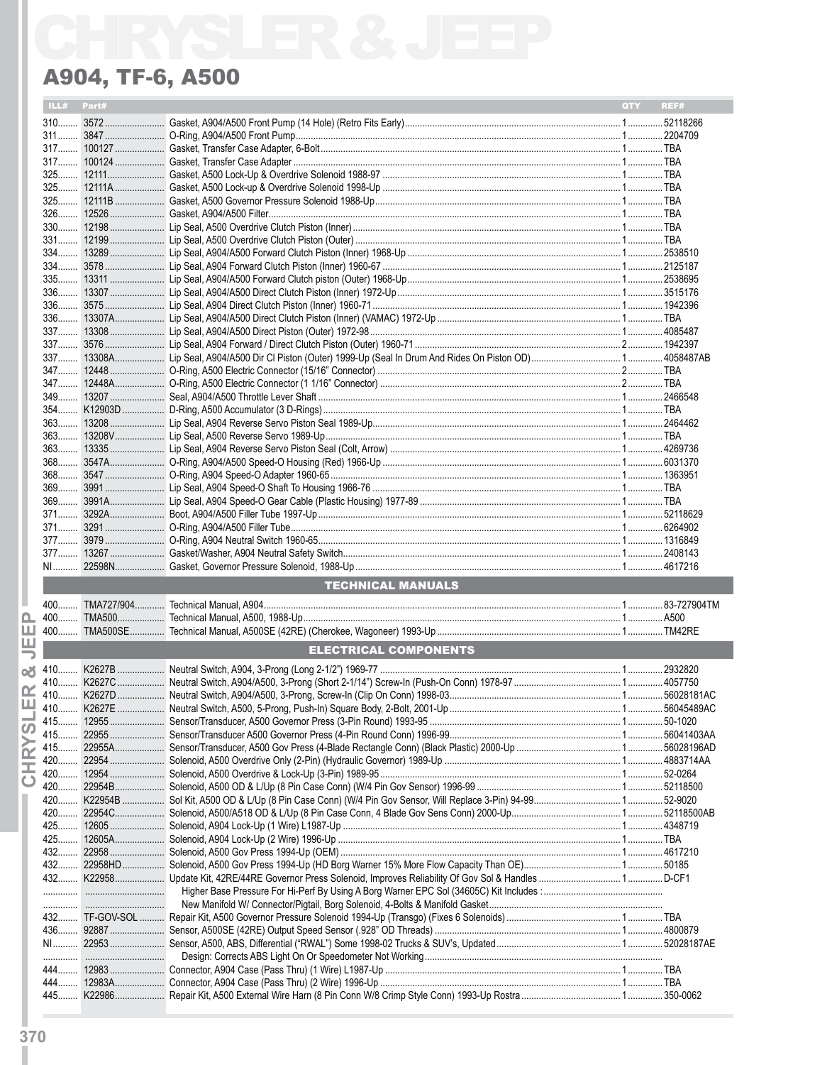# CHRYSLER & JEEP

## A904, TF-6, A500

| ILL# | Part# | | QTY | REF# |
|---|---|---|---|---|
| 310 | 3572 | Gasket, A904/A500 Front Pump (14 Hole) (Retro Fits Early) | 1 | 52118266 |
| 311 | 3847 | O-Ring, A904/A500 Front Pump | 1 | 2204709 |
| 317 | 100127 | Gasket, Transfer Case Adapter, 6-Bolt | 1 | TBA |
| 317 | 100124 | Gasket, Transfer Case Adapter | 1 | TBA |
| 325 | 12111 | Gasket, A500 Lock-Up & Overdrive Solenoid 1988-97 | 1 | TBA |
| 325 | 12111A | Gasket, A500 Lock-up & Overdrive Solenoid 1998-Up | 1 | TBA |
| 325 | 12111B | Gasket, A500 Governor Pressure Solenoid 1988-Up | 1 | TBA |
| 326 | 12526 | Gasket, A904/A500 Filter | 1 | TBA |
| 330 | 12198 | Lip Seal, A500 Overdrive Clutch Piston (Inner) | 1 | TBA |
| 331 | 12199 | Lip Seal, A500 Overdrive Clutch Piston (Outer) | 1 | TBA |
| 334 | 13289 | Lip Seal, A904/A500 Forward Clutch Piston (Inner) 1968-Up | 1 | 2538510 |
| 334 | 3578 | Lip Seal, A904 Forward Clutch Piston (Inner) 1960-67 | 1 | 2125187 |
| 335 | 13311 | Lip Seal, A904/A500 Forward Clutch piston (Outer) 1968-Up | 1 | 2538695 |
| 336 | 13307 | Lip Seal, A904/A500 Direct Clutch Piston (Inner) 1972-Up | 1 | 3515176 |
| 336 | 3575 | Lip Seal, A904 Direct Clutch Piston (Inner) 1960-71 | 1 | 1942396 |
| 336 | 13307A | Lip Seal, A904/A500 Direct Clutch Piston (Inner) (VAMAC) 1972-Up | 1 | TBA |
| 337 | 13308 | Lip Seal, A904/A500 Direct Piston (Outer) 1972-98 | 1 | 4085487 |
| 337 | 3576 | Lip Seal, A904 Forward / Direct Clutch Piston (Outer) 1960-71 | 2 | 1942397 |
| 337 | 13308A | Lip Seal, A904/A500 Dir Cl Piston (Outer) 1999-Up (Seal In Drum And Rides On Piston OD) | 1 | 4058487AB |
| 347 | 12448 | O-Ring, A500 Electric Connector (15/16" Connector) | 2 | TBA |
| 347 | 12448A | O-Ring, A500 Electric Connector (1 1/16" Connector) | 2 | TBA |
| 349 | 13207 | Seal, A904/A500 Throttle Lever Shaft | 1 | 2466548 |
| 354 | K12903D | D-Ring, A500 Accumulator (3 D-Rings) | 1 | TBA |
| 363 | 13208 | Lip Seal, A904 Reverse Servo Piston Seal 1989-Up | 1 | 2464462 |
| 363 | 13208V | Lip Seal, A500 Reverse Servo 1989-Up | 1 | TBA |
| 363 | 13335 | Lip Seal, A904 Reverse Servo Piston Seal (Colt, Arrow) | 1 | 4269736 |
| 368 | 3547A | O-Ring, A904/A500 Speed-O Housing (Red) 1966-Up | 1 | 6031370 |
| 368 | 3547 | O-Ring, A904 Speed-O Adapter 1960-65 | 1 | 1363951 |
| 369 | 3991 | Lip Seal, A904 Speed-O Shaft To Housing 1966-76 | 1 | TBA |
| 369 | 3991A | Lip Seal, A904 Speed-O Gear Cable (Plastic Housing) 1977-89 | 1 | TBA |
| 371 | 3292A | Boot, A904/A500 Filler Tube 1997-Up | 1 | 52118629 |
| 371 | 3291 | O-Ring, A904/A500 Filler Tube | 1 | 6264902 |
| 377 | 3979 | O-Ring, A904 Neutral Switch 1960-65 | 1 | 1316849 |
| 377 | 13267 | Gasket/Washer, A904 Neutral Safety Switch | 1 | 2408143 |
| NI | 22598N | Gasket, Governor Pressure Solenoid, 1988-Up | 1 | 4617216 |
| | | **TECHNICAL MANUALS** | | |
| 400 | TMA727/904 | Technical Manual, A904 | 1 | 83-727904TM |
| 400 | TMA500 | Technical Manual, A500, 1988-Up | 1 | A500 |
| 400 | TMA500SE | Technical Manual, A500SE (42RE) (Cherokee, Wagoneer) 1993-Up | 1 | TM42RE |
| | | **ELECTRICAL COMPONENTS** | | |
| 410 | K2627B | Neutral Switch, A904, 3-Prong (Long 2-1/2") 1969-77 | 1 | 2932820 |
| 410 | K2627C | Neutral Switch, A904/A500, 3-Prong (Short 2-1/4") Screw-In (Push-On Conn) 1978-97 | 1 | 4057750 |
| 410 | K2627D | Neutral Switch, A904/A500, 3-Prong, Screw-In (Clip On Conn) 1998-03 | 1 | 56028181AC |
| 410 | K2627E | Neutral Switch, A500, 5-Prong, Push-In) Square Body, 2-Bolt, 2001-Up | 1 | 56045489AC |
| 415 | 12955 | Sensor/Transducer, A500 Governor Press (3-Pin Round) 1993-95 | 1 | 50-1020 |
| 415 | 22955 | Sensor/Transducer A500 Governor Press (4-Pin Round Conn) 1996-99 | 1 | 56041403AA |
| 415 | 22955A | Sensor/Transducer, A500 Gov Press (4-Blade Rectangle Conn) (Black Plastic) 2000-Up | 1 | 56028196AD |
| 420 | 22954 | Solenoid, A500 Overdrive Only (2-Pin) (Hydraulic Governor) 1989-Up | 1 | 4883714AA |
| 420 | 12954 | Solenoid, A500 Overdrive & Lock-Up (3-Pin) 1989-95 | 1 | 52-0264 |
| 420 | 22954B | Solenoid, A500 OD & L/Up (8 Pin Case Conn) (W/4 Pin Gov Sensor) 1996-99 | 1 | 52118500 |
| 420 | K22954B | Sol Kit, A500 OD & L/Up (8 Pin Case Conn) (W/4 Pin Gov Sensor, Will Replace 3-Pin) 94-99 | 1 | 52-9020 |
| 420 | 22954C | Solenoid, A500/A518 OD & L/Up (8 Pin Case Conn, 4 Blade Gov Sens Conn) 2000-Up | 1 | 52118500AB |
| 425 | 12605 | Solenoid, A904 Lock-Up (1 Wire) L1987-Up | 1 | 4348719 |
| 425 | 12605A | Solenoid, A904 Lock-Up (2 Wire) 1996-Up | 1 | TBA |
| 432 | 22958 | Solenoid, A500 Gov Press 1994-Up (OEM) | 1 | 4617210 |
| 432 | 22958HD | Solenoid, A500 Gov Press 1994-Up (HD Borg Warner 15% More Flow Capacity Than OE) | 1 | 50185 |
| 432 | K22958 | Update Kit, 42RE/44RE Governor Press Solenoid, Improves Reliability Of Gov Sol & Handles | 1 | D-CF1 |
| | | Higher Base Pressure For Hi-Perf By Using A Borg Warner EPC Sol (34605C) Kit Includes : | | |
| | | New Manifold W/ Connector/Pigtail, Borg Solenoid, 4-Bolts & Manifold Gasket | | |
| 432 | TF-GOV-SOL | Repair Kit, A500 Governor Pressure Solenoid 1994-Up (Transgo) (Fixes 6 Solenoids) | 1 | TBA |
| 436 | 92887 | Sensor, A500SE (42RE) Output Speed Sensor (.928" OD Threads) | 1 | 4800879 |
| NI | 22953 | Sensor, A500, ABS, Differential ("RWAL") Some 1998-02 Trucks & SUV's, Updated | 1 | 52028187AE |
| | | Design: Corrects ABS Light On Or Speedometer Not Working | | |
| 444 | 12983 | Connector, A904 Case (Pass Thru) (1 Wire) L1987-Up | 1 | TBA |
| 444 | 12983A | Connector, A904 Case (Pass Thru) (2 Wire) 1996-Up | 1 | TBA |
| 445 | K22986 | Repair Kit, A500 External Wire Harn (8 Pin Conn W/8 Crimp Style Conn) 1993-Up Rostra | 1 | 350-0062 |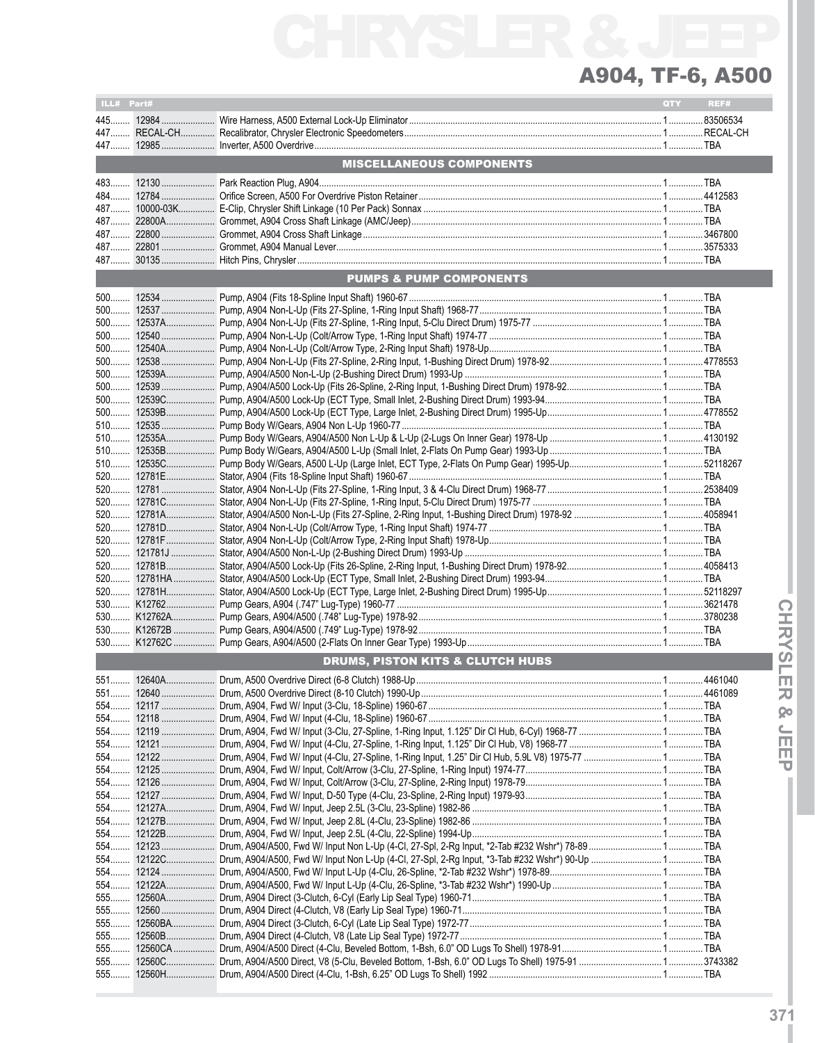# CHRYSLER & JEEP

## A904, TF-6, A500

| ILL# | Part# | | QTY | REF# |
|---|---|---|---|---|
| 445 | 12984 | Wire Harness, A500 External Lock-Up Eliminator | 1 | 83506534 |
| 447 | RECAL-CH | Recalibrator, Chrysler Electronic Speedometers | 1 | RECAL-CH |
| 447 | 12985 | Inverter, A500 Overdrive | 1 | TBA |
| | | **MISCELLANEOUS COMPONENTS** | | |
| 483 | 12130 | Park Reaction Plug, A904 | 1 | TBA |
| 484 | 12784 | Orifice Screen, A500 For Overdrive Piston Retainer | 1 | 4412583 |
| 487 | 10000-03K | E-Clip, Chrysler Shift Linkage (10 Per Pack) Sonnax | 1 | TBA |
| 487 | 22800A | Grommet, A904 Cross Shaft Linkage (AMC/Jeep) | 1 | TBA |
| 487 | 22800 | Grommet, A904 Cross Shaft Linkage | 1 | 3467800 |
| 487 | 22801 | Grommet, A904 Manual Lever | 1 | 3575333 |
| 487 | 30135 | Hitch Pins, Chrysler | 1 | TBA |
| | | **PUMPS & PUMP COMPONENTS** | | |
| 500 | 12534 | Pump, A904 (Fits 18-Spline Input Shaft) 1960-67 | 1 | TBA |
| 500 | 12537 | Pump, A904 Non-L-Up (Fits 27-Spline, 1-Ring Input Shaft) 1968-77 | 1 | TBA |
| 500 | 12537A | Pump, A904 Non-L-Up (Fits 27-Spline, 1-Ring Input, 5-Clu Direct Drum) 1975-77 | 1 | TBA |
| 500 | 12540 | Pump, A904 Non-L-Up (Colt/Arrow Type, 1-Ring Input Shaft) 1974-77 | 1 | TBA |
| 500 | 12540A | Pump, A904 Non-L-Up (Colt/Arrow Type, 2-Ring Input Shaft) 1978-Up | 1 | TBA |
| 500 | 12538 | Pump, A904 Non-L-Up (Fits 27-Spline, 2-Ring Input, 1-Bushing Direct Drum) 1978-92 | 1 | 4778553 |
| 500 | 12539A | Pump, A904/A500 Non-L-Up (2-Bushing Direct Drum) 1993-Up | 1 | TBA |
| 500 | 12539 | Pump, A904/A500 Lock-Up (Fits 26-Spline, 2-Ring Input, 1-Bushing Direct Drum) 1978-92 | 1 | TBA |
| 500 | 12539C | Pump, A904/A500 Lock-Up (ECT Type, Small Inlet, 2-Bushing Direct Drum) 1993-94 | 1 | TBA |
| 500 | 12539B | Pump, A904/A500 Lock-Up (ECT Type, Large Inlet, 2-Bushing Direct Drum) 1995-Up | 1 | 4778552 |
| 510 | 12535 | Pump Body W/Gears, A904 Non L-Up 1960-77 | 1 | TBA |
| 510 | 12535A | Pump Body W/Gears, A904/A500 Non L-Up & L-Up (2-Lugs On Inner Gear) 1978-Up | 1 | 4130192 |
| 510 | 12535B | Pump Body W/Gears, A904/A500 L-Up (Small Inlet, 2-Flats On Pump Gear) 1993-Up | 1 | TBA |
| 510 | 12535C | Pump Body W/Gears, A500 L-Up (Large Inlet, ECT Type, 2-Flats On Pump Gear) 1995-Up | 1 | 52118267 |
| 520 | 12781E | Stator, A904 (Fits 18-Spline Input Shaft) 1960-67 | 1 | TBA |
| 520 | 12781 | Stator, A904 Non-L-Up (Fits 27-Spline, 1-Ring Input, 3 & 4-Clu Direct Drum) 1968-77 | 1 | 2538409 |
| 520 | 12781C | Stator, A904 Non-L-Up (Fits 27-Spline, 1-Ring Input, 5-Clu Direct Drum) 1975-77 | 1 | TBA |
| 520 | 12781A | Stator, A904/A500 Non-L-Up (Fits 27-Spline, 2-Ring Input, 1-Bushing Direct Drum) 1978-92 | 1 | 4058941 |
| 520 | 12781D | Stator, A904 Non-L-Up (Colt/Arrow Type, 1-Ring Input Shaft) 1974-77 | 1 | TBA |
| 520 | 12781F | Stator, A904 Non-L-Up (Colt/Arrow Type, 2-Ring Input Shaft) 1978-Up | 1 | TBA |
| 520 | 121781J | Stator, A904/A500 Non-L-Up (2-Bushing Direct Drum) 1993-Up | 1 | TBA |
| 520 | 12781B | Stator, A904/A500 Lock-Up (Fits 26-Spline, 2-Ring Input, 1-Bushing Direct Drum) 1978-92 | 1 | 4058413 |
| 520 | 12781HA | Stator, A904/A500 Lock-Up (ECT Type, Small Inlet, 2-Bushing Direct Drum) 1993-94 | 1 | TBA |
| 520 | 12781H | Stator, A904/A500 Lock-Up (ECT Type, Large Inlet, 2-Bushing Direct Drum) 1995-Up | 1 | 52118297 |
| 530 | K12762 | Pump Gears, A904 (.747" Lug-Type) 1960-77 | 1 | 3621478 |
| 530 | K12762A | Pump Gears, A904/A500 (.748" Lug-Type) 1978-92 | 1 | 3780238 |
| 530 | K12672B | Pump Gears, A904/A500 (.749" Lug-Type) 1978-92 | 1 | TBA |
| 530 | K12762C | Pump Gears, A904/A500 (2-Flats On Inner Gear Type) 1993-Up | 1 | TBA |
| | | **DRUMS, PISTON KITS & CLUTCH HUBS** | | |
| 551 | 12640A | Drum, A500 Overdrive Direct (6-8 Clutch) 1988-Up | 1 | 4461040 |
| 551 | 12640 | Drum, A500 Overdrive Direct (8-10 Clutch) 1990-Up | 1 | 4461089 |
| 554 | 12117 | Drum, A904, Fwd W/ Input (3-Clu, 18-Spline) 1960-67 | 1 | TBA |
| 554 | 12118 | Drum, A904, Fwd W/ Input (4-Clu, 18-Spline) 1960-67 | 1 | TBA |
| 554 | 12119 | Drum, A904, Fwd W/ Input (3-Clu, 27-Spline, 1-Ring Input, 1.125" Dir Cl Hub, 6-Cyl) 1968-77 | 1 | TBA |
| 554 | 12121 | Drum, A904, Fwd W/ Input (4-Clu, 27-Spline, 1-Ring Input, 1.125" Dir Cl Hub, V8) 1968-77 | 1 | TBA |
| 554 | 12122 | Drum, A904, Fwd W/ Input (4-Clu, 27-Spline, 1-Ring Input, 1.25" Dir Cl Hub, 5.9L V8) 1975-77 | 1 | TBA |
| 554 | 12125 | Drum, A904, Fwd W/ Input, Colt/Arrow (3-Clu, 27-Spline, 1-Ring Input) 1974-77 | 1 | TBA |
| 554 | 12126 | Drum, A904, Fwd W/ Input, Colt/Arrow (3-Clu, 27-Spline, 2-Ring Input) 1978-79 | 1 | TBA |
| 554 | 12127 | Drum, A904, Fwd W/ Input, D-50 Type (4-Clu, 23-Spline, 2-Ring Input) 1979-93 | 1 | TBA |
| 554 | 12127A | Drum, A904, Fwd W/ Input, Jeep 2.5L (3-Clu, 23-Spline) 1982-86 | 1 | TBA |
| 554 | 12127B | Drum, A904, Fwd W/ Input, Jeep 2.8L (4-Clu, 23-Spline) 1982-86 | 1 | TBA |
| 554 | 12122B | Drum, A904, Fwd W/ Input, Jeep 2.5L (4-Clu, 22-Spline) 1994-Up | 1 | TBA |
| 554 | 12123 | Drum, A904/A500, Fwd W/ Input Non L-Up (4-Cl, 27-Spl, 2-Rg Input, \*2-Tab #232 Wshr\*) 78-89 | 1 | TBA |
| 554 | 12122C | Drum, A904/A500, Fwd W/ Input Non L-Up (4-Cl, 27-Spl, 2-Rg Input, \*3-Tab #232 Wshr\*) 90-Up | 1 | TBA |
| 554 | 12124 | Drum, A904/A500, Fwd W/ Input L-Up (4-Clu, 26-Spline, \*2-Tab #232 Wshr\*) 1978-89 | 1 | TBA |
| 554 | 12122A | Drum, A904/A500, Fwd W/ Input L-Up (4-Clu, 26-Spline, \*3-Tab #232 Wshr\*) 1990-Up | 1 | TBA |
| 555 | 12560A | Drum, A904 Direct (3-Clutch, 6-Cyl (Early Lip Seal Type) 1960-71 | 1 | TBA |
| 555 | 12560 | Drum, A904 Direct (4-Clutch, V8 (Early Lip Seal Type) 1960-71 | 1 | TBA |
| 555 | 12560BA | Drum, A904 Direct (3-Clutch, 6-Cyl (Late Lip Seal Type) 1972-77 | 1 | TBA |
| 555 | 12560B | Drum, A904 Direct (4-Clutch, V8 (Late Lip Seal Type) 1972-77 | 1 | TBA |
| 555 | 12560CA | Drum, A904/A500 Direct (4-Clu, Beveled Bottom, 1-Bsh, 6.0" OD Lugs To Shell) 1978-91 | 1 | TBA |
| 555 | 12560C | Drum, A904/A500 Direct, V8 (5-Clu, Beveled Bottom, 1-Bsh, 6.0" OD Lugs To Shell) 1975-91 | 1 | 3743382 |
| 555 | 12560H | Drum, A904/A500 Direct (4-Clu, 1-Bsh, 6.25" OD Lugs To Shell) 1992 | 1 | TBA |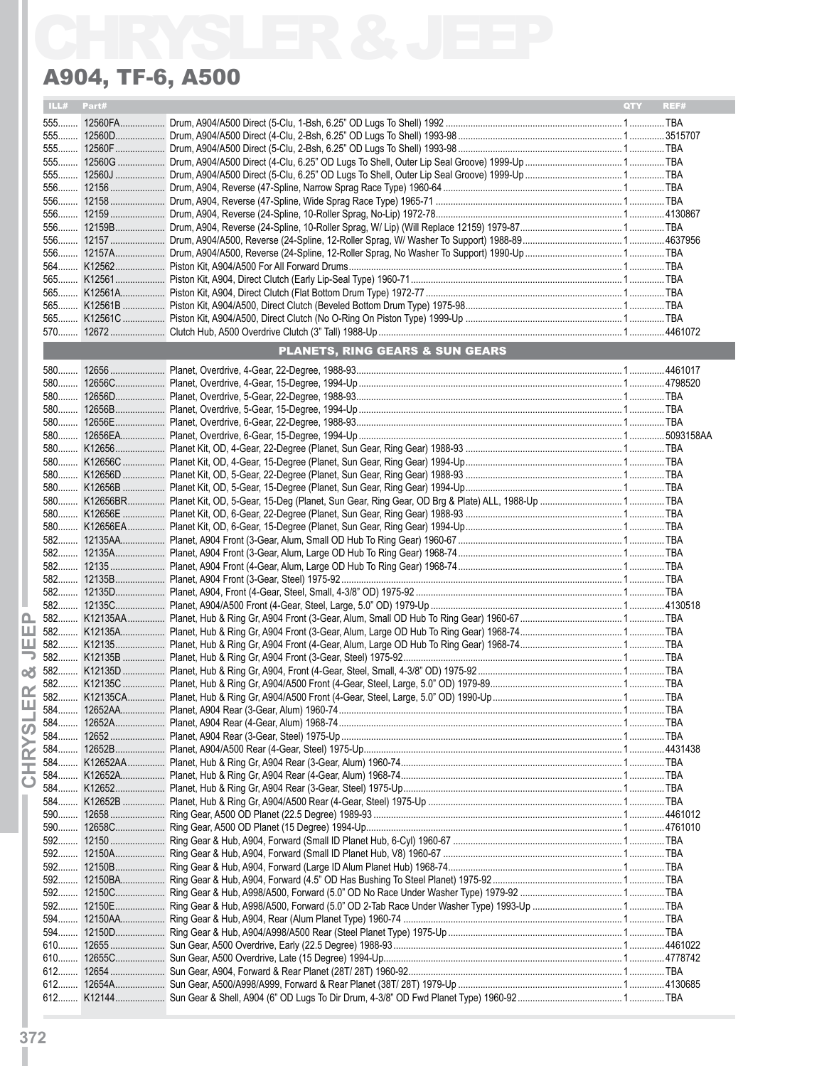# CHRYSLER & JEEP

## A904, TF-6, A500

| ILL# | Part# | | QTY | REF# |
|---|---|---|---|---|
| 555 | 12560FA | Drum, A904/A500 Direct (5-Clu, 1-Bsh, 6.25" OD Lugs To Shell) 1992 | 1 | TBA |
| 555 | 12560D | Drum, A904/A500 Direct (4-Clu, 2-Bsh, 6.25" OD Lugs To Shell) 1993-98 | 1 | 3515707 |
| 555 | 12560F | Drum, A904/A500 Direct (5-Clu, 2-Bsh, 6.25" OD Lugs To Shell) 1993-98 | 1 | TBA |
| 555 | 12560G | Drum, A904/A500 Direct (4-Clu, 6.25" OD Lugs To Shell, Outer Lip Seal Groove) 1999-Up | 1 | TBA |
| 555 | 12560J | Drum, A904/A500 Direct (5-Clu, 6.25" OD Lugs To Shell, Outer Lip Seal Groove) 1999-Up | 1 | TBA |
| 556 | 12156 | Drum, A904, Reverse (47-Spline, Narrow Sprag Race Type) 1960-64 | 1 | TBA |
| 556 | 12158 | Drum, A904, Reverse (47-Spline, Wide Sprag Race Type) 1965-71 | 1 | TBA |
| 556 | 12159 | Drum, A904, Reverse (24-Spline, 10-Roller Sprag, No-Lip) 1972-78 | 1 | 4130867 |
| 556 | 12159B | Drum, A904, Reverse (24-Spline, 10-Roller Sprag, W/ Lip) (Will Replace 12159) 1979-87 | 1 | TBA |
| 556 | 12157 | Drum, A904/A500, Reverse (24-Spline, 12-Roller Sprag, W/ Washer To Support) 1988-89 | 1 | 4637956 |
| 556 | 12157A | Drum, A904/A500, Reverse (24-Spline, 12-Roller Sprag, No Washer To Support) 1990-Up | 1 | TBA |
| 564 | K12562 | Piston Kit, A904/A500 For All Forward Drums | 1 | TBA |
| 565 | K12561 | Piston Kit, A904, Direct Clutch (Early Lip-Seal Type) 1960-71 | 1 | TBA |
| 565 | K12561A | Piston Kit, A904, Direct Clutch (Flat Bottom Drum Type) 1972-77 | 1 | TBA |
| 565 | K12561B | Piston Kit, A904/A500, Direct Clutch (Beveled Bottom Drum Type) 1975-98 | 1 | TBA |
| 565 | K12561C | Piston Kit, A904/A500, Direct Clutch (No O-Ring On Piston Type) 1999-Up | 1 | TBA |
| 570 | 12672 | Clutch Hub, A500 Overdrive Clutch (3" Tall) 1988-Up | 1 | 4461072 |

### PLANETS, RING GEARS & SUN GEARS

| ILL# | Part# | | QTY | REF# |
|---|---|---|---|---|
| 580 | 12656 | Planet, Overdrive, 4-Gear, 22-Degree, 1988-93 | 1 | 4461017 |
| 580 | 12656C | Planet, Overdrive, 4-Gear, 15-Degree, 1994-Up | 1 | 4798520 |
| 580 | 12656D | Planet, Overdrive, 5-Gear, 22-Degree, 1988-93 | 1 | TBA |
| 580 | 12656B | Planet, Overdrive, 5-Gear, 15-Degree, 1994-Up | 1 | TBA |
| 580 | 12656E | Planet, Overdrive, 6-Gear, 22-Degree, 1988-93 | 1 | TBA |
| 580 | 12656EA | Planet, Overdrive, 6-Gear, 15-Degree, 1994-Up | 1 | 5093158AA |
| 580 | K12656 | Planet Kit, OD, 4-Gear, 22-Degree (Planet, Sun Gear, Ring Gear) 1988-93 | 1 | TBA |
| 580 | K12656C | Planet Kit, OD, 4-Gear, 15-Degree (Planet, Sun Gear, Ring Gear) 1994-Up | 1 | TBA |
| 580 | K12656D | Planet Kit, OD, 5-Gear, 22-Degree (Planet, Sun Gear, Ring Gear) 1988-93 | 1 | TBA |
| 580 | K12656B | Planet Kit, OD, 5-Gear, 15-Degree (Planet, Sun Gear, Ring Gear) 1994-Up | 1 | TBA |
| 580 | K12656BR | Planet Kit, OD, 5-Gear, 15-Deg (Planet, Sun Gear, Ring Gear, OD Brg & Plate) ALL, 1988-Up | 1 | TBA |
| 580 | K12656E | Planet Kit, OD, 6-Gear, 22-Degree (Planet, Sun Gear, Ring Gear) 1988-93 | 1 | TBA |
| 580 | K12656EA | Planet Kit, OD, 6-Gear, 15-Degree (Planet, Sun Gear, Ring Gear) 1994-Up | 1 | TBA |
| 582 | 12135AA | Planet, A904 Front (3-Gear, Alum, Small OD Hub To Ring Gear) 1960-67 | 1 | TBA |
| 582 | 12135A | Planet, A904 Front (3-Gear, Alum, Large OD Hub To Ring Gear) 1968-74 | 1 | TBA |
| 582 | 12135 | Planet, A904 Front (4-Gear, Alum, Large OD Hub To Ring Gear) 1968-74 | 1 | TBA |
| 582 | 12135B | Planet, A904 Front (3-Gear, Steel) 1975-92 | 1 | TBA |
| 582 | 12135D | Planet, A904, Front (4-Gear, Steel, Small, 4-3/8" OD) 1975-92 | 1 | TBA |
| 582 | 12135C | Planet, A904/A500 Front (4-Gear, Steel, Large, 5.0" OD) 1979-Up | 1 | 4130518 |
| 582 | K12135AA | Planet, Hub & Ring Gr, A904 Front (3-Gear, Alum, Small OD Hub To Ring Gear) 1960-67 | 1 | TBA |
| 582 | K12135A | Planet, Hub & Ring Gr, A904 Front (3-Gear, Alum, Large OD Hub To Ring Gear) 1968-74 | 1 | TBA |
| 582 | K12135 | Planet, Hub & Ring Gr, A904 Front (4-Gear, Alum, Large OD Hub To Ring Gear) 1968-74 | 1 | TBA |
| 582 | K12135B | Planet, Hub & Ring Gr, A904 Front (3-Gear, Steel) 1975-92 | 1 | TBA |
| 582 | K12135D | Planet, Hub & Ring Gr, A904, Front (4-Gear, Steel, Small, 4-3/8" OD) 1975-92 | 1 | TBA |
| 582 | K12135C | Planet, Hub & Ring Gr, A904/A500 Front (4-Gear, Steel, Large, 5.0" OD) 1979-89 | 1 | TBA |
| 582 | K12135CA | Planet, Hub & Ring Gr, A904/A500 Front (4-Gear, Steel, Large, 5.0" OD) 1990-Up | 1 | TBA |
| 584 | 12652AA | Planet, A904 Rear (3-Gear, Alum) 1960-74 | 1 | TBA |
| 584 | 12652A | Planet, A904 Rear (4-Gear, Alum) 1968-74 | 1 | TBA |
| 584 | 12652 | Planet, A904 Rear (3-Gear, Steel) 1975-Up | 1 | TBA |
| 584 | 12652B | Planet, A904/A500 Rear (4-Gear, Steel) 1975-Up | 1 | 4431438 |
| 584 | K12652AA | Planet, Hub & Ring Gr, A904 Rear (3-Gear, Alum) 1960-74 | 1 | TBA |
| 584 | K12652A | Planet, Hub & Ring Gr, A904 Rear (4-Gear, Alum) 1968-74 | 1 | TBA |
| 584 | K12652 | Planet, Hub & Ring Gr, A904 Rear (3-Gear, Steel) 1975-Up | 1 | TBA |
| 584 | K12652B | Planet, Hub & Ring Gr, A904/A500 Rear (4-Gear, Steel) 1975-Up | 1 | TBA |
| 590 | 12658 | Ring Gear, A500 OD Planet (22.5 Degree) 1989-93 | 1 | 4461012 |
| 590 | 12658C | Ring Gear, A500 OD Planet (15 Degree) 1994-Up | 1 | 4761010 |
| 592 | 12150 | Ring Gear & Hub, A904, Forward (Small ID Planet Hub, 6-Cyl) 1960-67 | 1 | TBA |
| 592 | 12150A | Ring Gear & Hub, A904, Forward (Small ID Planet Hub, V8) 1960-67 | 1 | TBA |
| 592 | 12150B | Ring Gear & Hub, A904, Forward (Large ID Alum Planet Hub) 1968-74 | 1 | TBA |
| 592 | 12150BA | Ring Gear & Hub, A904, Forward (4.5" OD Has Bushing To Steel Planet) 1975-92 | 1 | TBA |
| 592 | 12150C | Ring Gear & Hub, A998/A500, Forward (5.0" OD No Race Under Washer Type) 1979-92 | 1 | TBA |
| 592 | 12150E | Ring Gear & Hub, A998/A500, Forward (5.0" OD 2-Tab Race Under Washer Type) 1993-Up | 1 | TBA |
| 594 | 12150AA | Ring Gear & Hub, A904, Rear (Alum Planet Type) 1960-74 | 1 | TBA |
| 594 | 12150D | Ring Gear & Hub, A904/A998/A500 Rear (Steel Planet Type) 1975-Up | 1 | TBA |
| 610 | 12655 | Sun Gear, A500 Overdrive, Early (22.5 Degree) 1988-93 | 1 | 4461022 |
| 610 | 12655C | Sun Gear, A500 Overdrive, Late (15 Degree) 1994-Up | 1 | 4778742 |
| 612 | 12654 | Sun Gear, A904, Forward & Rear Planet (28T/ 28T) 1960-92 | 1 | TBA |
| 612 | 12654A | Sun Gear, A500/A998/A999, Forward & Rear Planet (38T/ 28T) 1979-Up | 1 | 4130685 |
| 612 | K12144 | Sun Gear & Shell, A904 (6" OD Lugs To Dir Drum, 4-3/8" OD Fwd Planet Type) 1960-92 | 1 | TBA |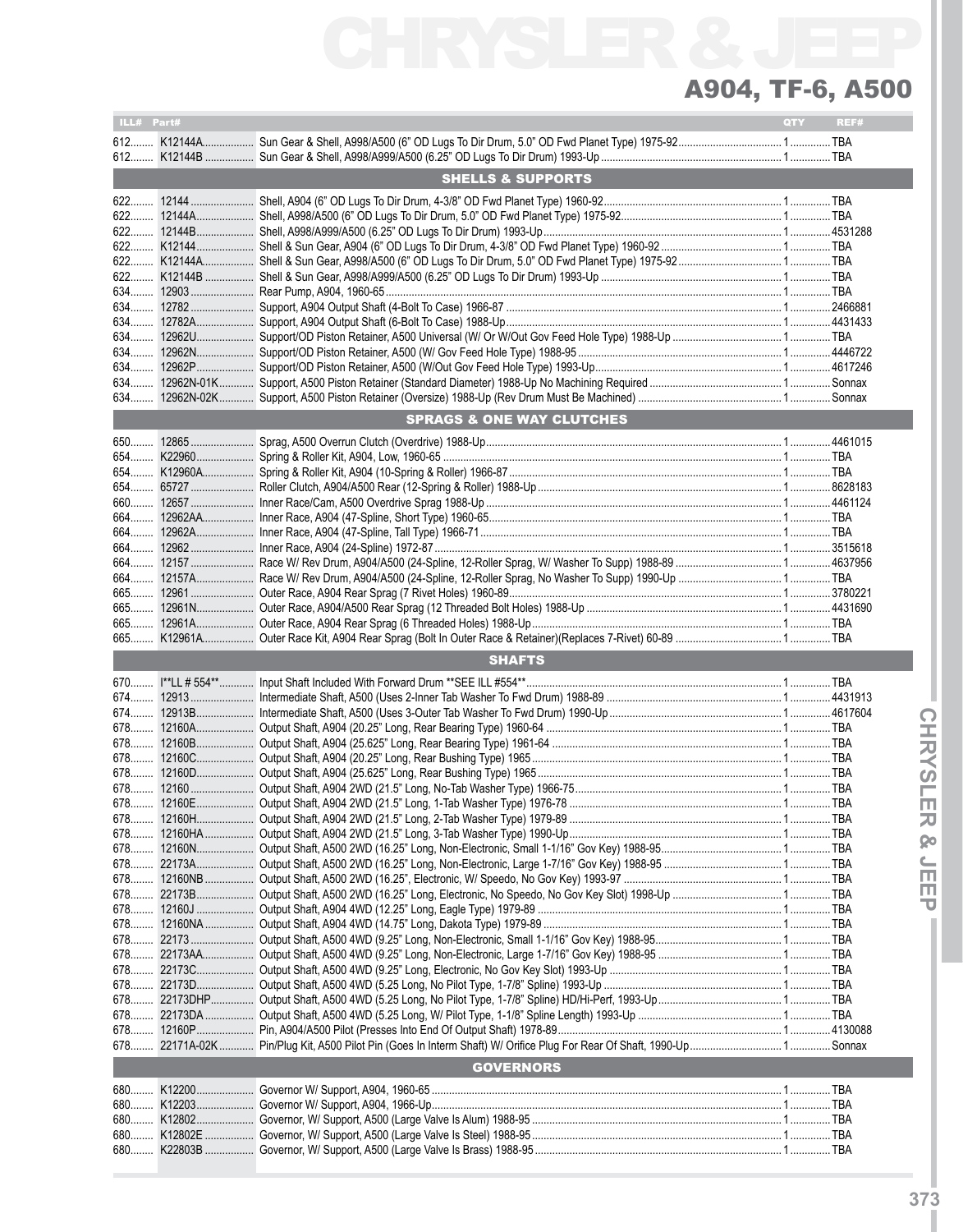# A904, TF-6, A500

| ILL# | Part# | | QTY | REF# |
|---|---|---|---|---|
| 612 | K12144A | Sun Gear & Shell, A998/A500 (6" OD Lugs To Dir Drum, 5.0" OD Fwd Planet Type) 1975-92 | 1 | TBA |
| 612 | K12144B | Sun Gear & Shell, A998/A999/A500 (6.25" OD Lugs To Dir Drum) 1993-Up | 1 | TBA |
| | | **SHELLS & SUPPORTS** | | |
| 622 | 12144 | Shell, A904 (6" OD Lugs To Dir Drum, 4-3/8" OD Fwd Planet Type) 1960-92 | 1 | TBA |
| 622 | 12144A | Shell, A998/A500 (6" OD Lugs To Dir Drum, 5.0" OD Fwd Planet Type) 1975-92 | 1 | TBA |
| 622 | 12144B | Shell, A998/A999/A500 (6.25" OD Lugs To Dir Drum) 1993-Up | 1 | 4531288 |
| 622 | K12144 | Shell & Sun Gear, A904 (6" OD Lugs To Dir Drum, 4-3/8" OD Fwd Planet Type) 1960-92 | 1 | TBA |
| 622 | K12144A | Shell & Sun Gear, A998/A500 (6" OD Lugs To Dir Drum, 5.0" OD Fwd Planet Type) 1975-92 | 1 | TBA |
| 622 | K12144B | Shell & Sun Gear, A998/A999/A500 (6.25" OD Lugs To Dir Drum) 1993-Up | 1 | TBA |
| 634 | 12903 | Rear Pump, A904, 1960-65 | 1 | TBA |
| 634 | 12782 | Support, A904 Output Shaft (4-Bolt To Case) 1966-87 | 1 | 2466881 |
| 634 | 12782A | Support, A904 Output Shaft (6-Bolt To Case) 1988-Up | 1 | 4431433 |
| 634 | 12962U | Support/OD Piston Retainer, A500 Universal (W/ Or W/Out Gov Feed Hole Type) 1988-Up | 1 | TBA |
| 634 | 12962N | Support/OD Piston Retainer, A500 (W/ Gov Feed Hole Type) 1988-95 | 1 | 4446722 |
| 634 | 12962P | Support/OD Piston Retainer, A500 (W/Out Gov Feed Hole Type) 1993-Up | 1 | 4617246 |
| 634 | 12962N-01K | Support, A500 Piston Retainer (Standard Diameter) 1988-Up No Machining Required | 1 | Sonnax |
| 634 | 12962N-02K | Support, A500 Piston Retainer (Oversize) 1988-Up (Rev Drum Must Be Machined) | 1 | Sonnax |
| | | **SPRAGS & ONE WAY CLUTCHES** | | |
| 650 | 12865 | Sprag, A500 Overrun Clutch (Overdrive) 1988-Up | 1 | 4461015 |
| 654 | K22960 | Spring & Roller Kit, A904, Low, 1960-65 | 1 | TBA |
| 654 | K12960A | Spring & Roller Kit, A904 (10-Spring & Roller) 1966-87 | 1 | TBA |
| 654 | 65727 | Roller Clutch, A904/A500 Rear (12-Spring & Roller) 1988-Up | 1 | 8628183 |
| 660 | 12657 | Inner Race/Cam, A500 Overdrive Sprag 1988-Up | 1 | 4461124 |
| 664 | 12962AA | Inner Race, A904 (47-Spline, Short Type) 1960-65 | 1 | TBA |
| 664 | 12962A | Inner Race, A904 (47-Spline, Tall Type) 1966-71 | 1 | TBA |
| 664 | 12962 | Inner Race, A904 (24-Spline) 1972-87 | 1 | 3515618 |
| 664 | 12157 | Race W/ Rev Drum, A904/A500 (24-Spline, 12-Roller Sprag, W/ Washer To Supp) 1988-89 | 1 | 4637956 |
| 664 | 12157A | Race W/ Rev Drum, A904/A500 (24-Spline, 12-Roller Sprag, No Washer To Supp) 1990-Up | 1 | TBA |
| 665 | 12961 | Outer Race, A904 Rear Sprag (7 Rivet Holes) 1960-89 | 1 | 3780221 |
| 665 | 12961N | Outer Race, A904/A500 Rear Sprag (12 Threaded Bolt Holes) 1988-Up | 1 | 4431690 |
| 665 | 12961A | Outer Race, A904 Rear Sprag (6 Threaded Holes) 1988-Up | 1 | TBA |
| 665 | K12961A | Outer Race Kit, A904 Rear Sprag (Bolt In Outer Race & Retainer)(Replaces 7-Rivet) 60-89 | 1 | TBA |
| | | **SHAFTS** | | |
| 670 | I**LL # 554** | Input Shaft Included With Forward Drum **SEE ILL #554** | 1 | TBA |
| 674 | 12913 | Intermediate Shaft, A500 (Uses 2-Inner Tab Washer To Fwd Drum) 1988-89 | 1 | 4431913 |
| 674 | 12913B | Intermediate Shaft, A500 (Uses 3-Outer Tab Washer To Fwd Drum) 1990-Up | 1 | 4617604 |
| 678 | 12160A | Output Shaft, A904 (20.25" Long, Rear Bearing Type) 1960-64 | 1 | TBA |
| 678 | 12160B | Output Shaft, A904 (25.625" Long, Rear Bearing Type) 1961-64 | 1 | TBA |
| 678 | 12160C | Output Shaft, A904 (20.25" Long, Rear Bushing Type) 1965 | 1 | TBA |
| 678 | 12160D | Output Shaft, A904 (25.625" Long, Rear Bushing Type) 1965 | 1 | TBA |
| 678 | 12160 | Output Shaft, A904 2WD (21.5" Long, No-Tab Washer Type) 1966-75 | 1 | TBA |
| 678 | 12160E | Output Shaft, A904 2WD (21.5" Long, 1-Tab Washer Type) 1976-78 | 1 | TBA |
| 678 | 12160H | Output Shaft, A904 2WD (21.5" Long, 2-Tab Washer Type) 1979-89 | 1 | TBA |
| 678 | 12160HA | Output Shaft, A904 2WD (21.5" Long, 3-Tab Washer Type) 1990-Up | 1 | TBA |
| 678 | 12160N | Output Shaft, A500 2WD (16.25" Long, Non-Electronic, Small 1-1/16" Gov Key) 1988-95 | 1 | TBA |
| 678 | 22173A | Output Shaft, A500 2WD (16.25" Long, Non-Electronic, Large 1-7/16" Gov Key) 1988-95 | 1 | TBA |
| 678 | 12160NB | Output Shaft, A500 2WD (16.25", Electronic, W/ Speedo, No Gov Key) 1993-97 | 1 | TBA |
| 678 | 22173B | Output Shaft, A500 2WD (16.25" Long, Electronic, No Speedo, No Gov Key Slot) 1998-Up | 1 | TBA |
| 678 | 12160J | Output Shaft, A904 4WD (12.25" Long, Eagle Type) 1979-89 | 1 | TBA |
| 678 | 12160NA | Output Shaft, A904 4WD (14.75" Long, Dakota Type) 1979-89 | 1 | TBA |
| 678 | 22173 | Output Shaft, A500 4WD (9.25" Long, Non-Electronic, Small 1-1/16" Gov Key) 1988-95 | 1 | TBA |
| 678 | 22173AA | Output Shaft, A500 4WD (9.25" Long, Non-Electronic, Large 1-7/16" Gov Key) 1988-95 | 1 | TBA |
| 678 | 22173C | Output Shaft, A500 4WD (9.25" Long, Electronic, No Gov Key Slot) 1993-Up | 1 | TBA |
| 678 | 22173D | Output Shaft, A500 4WD (5.25 Long, No Pilot Type, 1-7/8" Spline) 1993-Up | 1 | TBA |
| 678 | 22173DHP | Output Shaft, A500 4WD (5.25 Long, No Pilot Type, 1-7/8" Spline) HD/Hi-Perf, 1993-Up | 1 | TBA |
| 678 | 22173DA | Output Shaft, A500 4WD (5.25 Long, W/ Pilot Type, 1-1/8" Spline Length) 1993-Up | 1 | TBA |
| 678 | 12160P | Pin, A904/A500 Pilot (Presses Into End Of Output Shaft) 1978-89 | 1 | 4130088 |
| 678 | 22171A-02K | Pin/Plug Kit, A500 Pilot Pin (Goes In Interm Shaft) W/ Orifice Plug For Rear Of Shaft, 1990-Up | 1 | Sonnax |
| | | **GOVERNORS** | | |
| 680 | K12200 | Governor W/ Support, A904, 1960-65 | 1 | TBA |
| 680 | K12203 | Governor W/ Support, A904, 1966-Up | 1 | TBA |
| 680 | K12802 | Governor, W/ Support, A500 (Large Valve Is Alum) 1988-95 | 1 | TBA |
| 680 | K12802E | Governor, W/ Support, A500 (Large Valve Is Steel) 1988-95 | 1 | TBA |
| 680 | K22803B | Governor, W/ Support, A500 (Large Valve Is Brass) 1988-95 | 1 | TBA |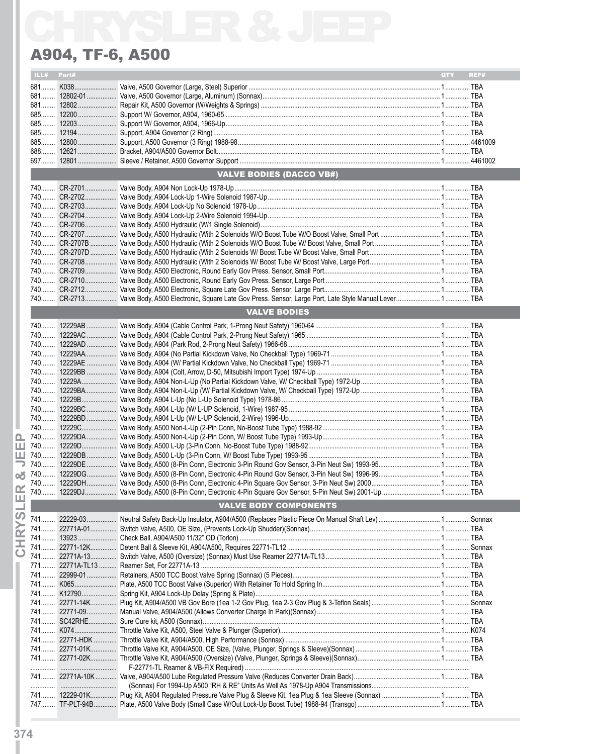# CHRYSLER & JEEP

## A904, TF-6, A500

| ILL# | Part# | | QTY | REF# |
|---|---|---|---|---|
| 681 | K038 | Valve, A500 Governor (Large, Steel) Superior | 1 | TBA |
| 681 | 12802-01 | Valve, A500 Governor (Large, Aluminum) (Sonnax) | 1 | TBA |
| 681 | 12802 | Repair Kit, A500 Governor (W/Weights & Springs) | 1 | TBA |
| 685 | 12200 | Support W/ Governor, A904, 1960-65 | 1 | TBA |
| 685 | 12203 | Support W/ Governor, A904, 1966-Up | 1 | TBA |
| 685 | 12194 | Support, A904 Governor (2 Ring) | 1 | TBA |
| 685 | 12800 | Support, A500 Governor (3 Ring) 1988-98 | 1 | 4461009 |
| 688 | 12621 | Bracket, A904/A500 Governor Bolt | 1 | TBA |
| 697 | 12801 | Sleeve / Retainer, A500 Governor Support | 1 | 4461002 |
| | | **VALVE BODIES (DACCO VB#)** | | |
| 740 | CR-2701 | Valve Body, A904 Non Lock-Up 1978-Up | 1 | TBA |
| 740 | CR-2702 | Valve Body, A904 Lock-Up 1-Wire Solenoid 1987-Up | 1 | TBA |
| 740 | CR-2703 | Valve Body, A904 Lock-Up No Solenoid 1978-Up | 1 | TBA |
| 740 | CR-2704 | Valve Body, A904 Lock-Up 2-Wire Solenoid 1994-Up | 1 | TBA |
| 740 | CR-2706 | Valve Body, A500 Hydraulic (W/1 Single Solenoid) | 1 | TBA |
| 740 | CR-2707 | Valve Body, A500 Hydraulic (With 2 Solenoids W/O Boost Tube W/O Boost Valve, Small Port | 1 | TBA |
| 740 | CR-2707B | Valve Body, A500 Hydraulic (With 2 Solenoids W/O Boost Tube W/ Boost Valve, Small Port | 1 | TBA |
| 740 | CR-2707D | Valve Body, A500 Hydraulic (With 2 Solenoids W/ Boost Tube W/ Boost Valve, Small Port | 1 | TBA |
| 740 | CR-2708 | Valve Body, A500 Hydraulic (With 2 Solenoids W/ Boost Tube W/ Boost Valve, Large Port | 1 | TBA |
| 740 | CR-2709 | Valve Body, A500 Electronic, Round Early Gov Press. Sensor, Small Port | 1 | TBA |
| 740 | CR-2710 | Valve Body, A500 Electronic, Round Early Gov Press. Sensor, Large Port | 1 | TBA |
| 740 | CR-2712 | Valve Body, A500 Electronic, Square Late Gov Press. Sensor, Large Port | 1 | TBA |
| 740 | CR-2713 | Valve Body, A500 Electronic, Square Late Gov Press. Sensor, Large Port, Late Style Manual Lever | 1 | TBA |
| | | **VALVE BODIES** | | |
| 740 | 12229AB | Valve Body, A904 (Cable Control Park, 1-Prong Neut Safety) 1960-64 | 1 | TBA |
| 740 | 12229AC | Valve Body, A904 (Cable Control Park, 2-Prong Neut Safety) 1965 | 1 | TBA |
| 740 | 12229AD | Valve Body, A904 (Park Rod, 2-Prong Neut Safety) 1966-68 | 1 | TBA |
| 740 | 12229AA | Valve Body, A904 (No Partial Kickdown Valve, No Checkball Type) 1969-71 | 1 | TBA |
| 740 | 12229AE | Valve Body, A904 (W/ Partial Kickdown Valve, No Checkball Type) 1969-71 | 1 | TBA |
| 740 | 12229BB | Valve Body, A904 (Colt, Arrow, D-50, Mitsubishi Import Type) 1974-Up | 1 | TBA |
| 740 | 12229A | Valve Body, A904 Non-L-Up (No Partial Kickdown Valve, W/ Checkball Type) 1972-Up | 1 | TBA |
| 740 | 12229BA | Valve Body, A904 Non-L-Up (W/ Partial Kickdown Valve, W/ Checkball Type) 1972-Up | 1 | TBA |
| 740 | 12229B | Valve Body, A904 L-Up (No L-Up Solenoid Type) 1978-86 | 1 | TBA |
| 740 | 12229BC | Valve Body, A904 L-Up (W/ L-UP Solenoid, 1-Wire) 1987-95 | 1 | TBA |
| 740 | 12229BD | Valve Body, A904 L-Up (W/ L-UP Solenoid, 2-Wire) 1996-Up | 1 | TBA |
| 740 | 12229C | Valve Body, A500 Non-L-Up (2-Pin Conn, No-Boost Tube Type) 1988-92 | 1 | TBA |
| 740 | 12229DA | Valve Body, A500 Non-L-Up (2-Pin Conn, W/ Boost Tube Type) 1993-Up | 1 | TBA |
| 740 | 12229D | Valve Body, A500 L-Up (3-Pin Conn, No-Boost Tube Type) 1988-92 | 1 | TBA |
| 740 | 12229DB | Valve Body, A500 L-Up (3-Pin Conn, W/ Boost Tube Type) 1993-95 | 1 | TBA |
| 740 | 12229DE | Valve Body, A500 (8-Pin Conn, Electronic 3-Pin Round Gov Sensor, 3-Pin Neut Sw) 1993-95 | 1 | TBA |
| 740 | 12229DG | Valve Body, A500 (8-Pin Conn, Electronic 4-Pin Round Gov Sensor, 3-Pin Neut Sw) 1996-99 | 1 | TBA |
| 740 | 12229DH | Valve Body, A500 (8-Pin Conn, Electronic 4-Pin Square Gov Sensor, 3-Pin Neut Sw) 2000 | 1 | TBA |
| 740 | 12229DJ | Valve Body, A500 (8-Pin Conn, Electronic 4-Pin Square Gov Sensor, 5-Pin Neut Sw) 2001-Up | 1 | TBA |
| | | **VALVE BODY COMPONENTS** | | |
| 741 | 22229-03 | Neutral Safety Back-Up Insulator, A904/A500 (Replaces Plastic Piece On Manual Shaft Lev) | 1 | Sonnax |
| 741 | 22771A-01 | Switch Valve, A500, OE Size, (Prevents Lock-Up Shudder)(Sonnax) | 1 | TBA |
| 741 | 13923 | Check Ball, A904/A500 11/32" OD (Torlon) | 1 | TBA |
| 741 | 22771-12K | Detent Ball & Sleeve Kit, A904/A500, Requires 22771-TL12 | 1 | Sonnax |
| 741 | 22771A-13 | Switch Valve, A500 (Oversize) (Sonnax) Must Use Reamer 22771A-TL13 | 1 | TBA |
| 771 | 22771A-TL13 | Reamer Set, For 22771A-13 | 1 | TBA |
| 741 | 22999-01 | Retainers, A500 TCC Boost Valve Spring (Sonnax) (5 Pieces) | 1 | TBA |
| 741 | K065 | Plate, A500 TCC Boost Valve (Superior) With Retainer To Hold Spring In | 1 | TBA |
| 741 | K12790 | Spring Kit, A904 Lock-Up Delay (Spring & Plate) | 1 | TBA |
| 741 | 22771-14K | Plug Kit, A904/A500 VB Gov Bore (1ea 1-2 Gov Plug, 1ea 2-3 Gov Plug & 3-Teflon Seals) | 1 | Sonnax |
| 741 | 22771-09 | Manual Valve, A904/A500 (Allows Converter Charge In Park)(Sonnax) | 1 | TBA |
| 741 | SC42RHE | Sure Cure kit, A500 (Sonnax) | 1 | TBA |
| 741 | K074 | Throttle Valve Kit, A500, Steel Valve & Plunger (Superior) | 1 | K074 |
| 741 | 22771-HDK | Throttle Valve Kit, A904/A500, High Performance (Sonnax) | 1 | TBA |
| 741 | 22771-01K | Throttle Valve Kit, A904/A500, OE Size, (Valve, Plunger, Springs & Sleeve)(Sonnax) | 1 | TBA |
| 741 | 22771-02K | Throttle Valve Kit, A904/A500 (Oversize) (Valve, Plunger, Springs & Sleeve)(Sonnax) | 1 | TBA |
| | | F-22771-TL Reamer & VB-FIX Required) | | |
| 741 | 22771A-10K | Valve, A904/A500 Lube Regulated Pressure Valve (Reduces Converter Drain Back) | 1 | TBA |
| | | (Sonnax) For 1994-Up A500 "RH & RE" Units As Well As 1978-Up A904 Transmissions. | | |
| 741 | 12229-01K | Plug Kit, A904 Regulated Pressure Valve Plug & Sleeve Kit, 1ea Plug & 1ea Sleeve (Sonnax) | 1 | TBA |
| 747 | TF-PLT-94B | Plate, A500 Valve Body (Small Case W/Out Lock-Up Boost Tube) 1988-94 (Transgo) | 1 | TBA |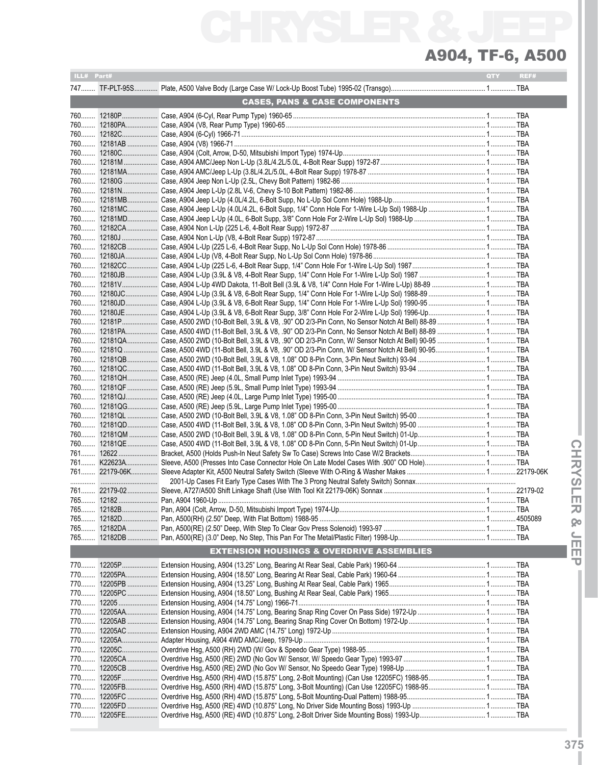# CHRYSLER & JEEP

## A904, TF-6, A500

| ILL# | Part# | | QTY | REF# |
|---|---|---|---|---|
| 747 | TF-PLT-95S | Plate, A500 Valve Body (Large Case W/ Lock-Up Boost Tube) 1995-02 (Transgo) | 1 | TBA |
| | | **CASES, PANS & CASE COMPONENTS** | | |
| 760 | 12180P | Case, A904 (6-Cyl, Rear Pump Type) 1960-65 | 1 | TBA |
| 760 | 12180PA | Case, A904 (V8, Rear Pump Type) 1960-65 | 1 | TBA |
| 760 | 12182C | Case, A904 (6-Cyl) 1966-71 | 1 | TBA |
| 760 | 12181AB | Case, A904 (V8) 1966-71 | 1 | TBA |
| 760 | 12180C | Case, A904 (Colt, Arrow, D-50, Mitsubishi Import Type) 1974-Up | 1 | TBA |
| 760 | 12181M | Case, A904 AMC/Jeep Non L-Up (3.8L/4.2L/5.0L, 4-Bolt Rear Supp) 1972-87 | 1 | TBA |
| 760 | 12181MA | Case, A904 AMC/Jeep L-Up (3.8L/4.2L/5.0L, 4-Bolt Rear Supp) 1978-87 | 1 | TBA |
| 760 | 12180G | Case, A904 Jeep Non L-Up (2.5L, Chevy Bolt Pattern) 1982-86 | 1 | TBA |
| 760 | 12181N | Case, A904 Jeep L-Up (2.8L V-6, Chevy S-10 Bolt Pattern) 1982-86 | 1 | TBA |
| 760 | 12181MB | Case, A904 Jeep L-Up (4.0L/4.2L, 6-Bolt Supp, No L-Up Sol Conn Hole) 1988-Up | 1 | TBA |
| 760 | 12181MC | Case, A904 Jeep L-Up (4.0L/4.2L, 6-Bolt Supp, 1/4" Conn Hole For 1-Wire L-Up Sol) 1988-Up | 1 | TBA |
| 760 | 12181MD | Case, A904 Jeep L-Up (4.0L, 6-Bolt Supp, 3/8" Conn Hole For 2-Wire L-Up Sol) 1988-Up | 1 | TBA |
| 760 | 12182CA | Case, A904 Non L-Up (225 L-6, 4-Bolt Rear Supp) 1972-87 | 1 | TBA |
| 760 | 12180J | Case, A904 Non L-Up (V8, 4-Bolt Rear Supp) 1972-87 | 1 | TBA |
| 760 | 12182CB | Case, A904 L-Up (225 L-6, 4-Bolt Rear Supp, No L-Up Sol Conn Hole) 1978-86 | 1 | TBA |
| 760 | 12180JA | Case, A904 L-Up (V8, 4-Bolt Rear Supp, No L-Up Sol Conn Hole) 1978-86 | 1 | TBA |
| 760 | 12182CC | Case, A904 L-Up (225 L-6, 4-Bolt Rear Supp, 1/4" Conn Hole For 1-Wire L-Up Sol) 1987 | 1 | TBA |
| 760 | 12180JB | Case, A904 L-Up (3.9L & V8, 4-Bolt Rear Supp, 1/4" Conn Hole For 1-Wire L-Up Sol) 1987 | 1 | TBA |
| 760 | 12181V | Case, A904 L-Up 4WD Dakota, 11-Bolt Bell (3.9L & V8, 1/4" Conn Hole For 1-Wire L-Up) 88-89 | 1 | TBA |
| 760 | 12180JC | Case, A904 L-Up (3.9L & V8, 6-Bolt Rear Supp, 1/4" Conn Hole For 1-Wire L-Up Sol) 1988-89 | 1 | TBA |
| 760 | 12180JD | Case, A904 L-Up (3.9L & V8, 6-Bolt Rear Supp, 1/4" Conn Hole For 1-Wire L-Up Sol) 1990-95 | 1 | TBA |
| 760 | 12180JE | Case, A904 L-Up (3.9L & V8, 6-Bolt Rear Supp, 3/8" Conn Hole For 2-Wire L-Up Sol) 1996-Up | 1 | TBA |
| 760 | 12181P | Case, A500 2WD (10-Bolt Bell, 3.9L & V8, .90" OD 2/3-Pin Conn, No Sensor Notch At Bell) 88-89 | 1 | TBA |
| 760 | 12181PA | Case, A500 4WD (11-Bolt Bell, 3.9L & V8, .90" OD 2/3-Pin Conn, No Sensor Notch At Bell) 88-89 | 1 | TBA |
| 760 | 12181QA | Case, A500 2WD (10-Bolt Bell, 3.9L & V8, .90" OD 2/3-Pin Conn, W/ Sensor Notch At Bell) 90-95 | 1 | TBA |
| 760 | 12181Q | Case, A500 4WD (11-Bolt Bell, 3.9L & V8, .90" OD 2/3-Pin Conn, W/ Sensor Notch At Bell) 90-95 | 1 | TBA |
| 760 | 12181QB | Case, A500 2WD (10-Bolt Bell, 3.9L & V8, 1.08" OD 8-Pin Conn, 3-Pin Neut Switch) 93-94 | 1 | TBA |
| 760 | 12181QC | Case, A500 4WD (11-Bolt Bell, 3.9L & V8, 1.08" OD 8-Pin Conn, 3-Pin Neut Switch) 93-94 | 1 | TBA |
| 760 | 12181QH | Case, A500 (RE) Jeep (4.0L, Small Pump Inlet Type) 1993-94 | 1 | TBA |
| 760 | 12181QF | Case, A500 (RE) Jeep (5.9L, Small Pump Inlet Type) 1993-94 | 1 | TBA |
| 760 | 12181QJ | Case, A500 (RE) Jeep (4.0L, Large Pump Inlet Type) 1995-00 | 1 | TBA |
| 760 | 12181QG | Case, A500 (RE) Jeep (5.9L, Large Pump Inlet Type) 1995-00 | 1 | TBA |
| 760 | 12181QL | Case, A500 2WD (10-Bolt Bell, 3.9L & V8, 1.08" OD 8-Pin Conn, 3-Pin Neut Switch) 95-00 | 1 | TBA |
| 760 | 12181QD | Case, A500 4WD (11-Bolt Bell, 3.9L & V8, 1.08" OD 8-Pin Conn, 3-Pin Neut Switch) 95-00 | 1 | TBA |
| 760 | 12181QM | Case, A500 2WD (10-Bolt Bell, 3.9L & V8, 1.08" OD 8-Pin Conn, 5-Pin Neut Switch) 01-Up | 1 | TBA |
| 760 | 12181QE | Case, A500 4WD (11-Bolt Bell, 3.9L & V8, 1.08" OD 8-Pin Conn, 5-Pin Neut Switch) 01-Up | 1 | TBA |
| 761 | 12622 | Bracket, A500 (Holds Push-In Neut Safety Sw To Case) Screws Into Case W/2 Brackets | 1 | TBA |
| 761 | K22623A | Sleeve, A500 (Presses Into Case Connector Hole On Late Model Cases With .900" OD Hole) | 1 | TBA |
| 761 | 22179-06K | Sleeve Adapter Kit, A500 Neutral Safety Switch (Sleeve With O-Ring & Washer Makes 2001-Up Cases Fit Early Type Cases With The 3 Prong Neutral Safety Switch) Sonnax | 1 | 22179-06K |
| 761 | 22179-02 | Sleeve, A727/A500 Shift Linkage Shaft (Use With Tool Kit 22179-06K) Sonnax | 1 | 22179-02 |
| 765 | 12182 | Pan, A904 1960-Up | 1 | TBA |
| 765 | 12182B | Pan, A904 (Colt, Arrow, D-50, Mitsubishi Import Type) 1974-Up | 1 | TBA |
| 765 | 12182D | Pan, A500(RH) (2.50" Deep, With Flat Bottom) 1988-95 | 1 | 4505089 |
| 765 | 12182DA | Pan, A500(RE) (2.50" Deep, With Step To Clear Gov Press Solenoid) 1993-97 | 1 | TBA |
| 765 | 12182DB | Pan, A500(RE) (3.0" Deep, No Step, This Pan For The Metal/Plastic Filter) 1998-Up | 1 | TBA |
| | | **EXTENSION HOUSINGS & OVERDRIVE ASSEMBLIES** | | |
| 770 | 12205P | Extension Housing, A904 (13.25" Long, Bearing At Rear Seal, Cable Park) 1960-64 | 1 | TBA |
| 770 | 12205PA | Extension Housing, A904 (18.50" Long, Bearing At Rear Seal, Cable Park) 1960-64 | 1 | TBA |
| 770 | 12205PB | Extension Housing, A904 (13.25" Long, Bushing At Rear Seal, Cable Park) 1965 | 1 | TBA |
| 770 | 12205PC | Extension Housing, A904 (18.50" Long, Bushing At Rear Seal, Cable Park) 1965 | 1 | TBA |
| 770 | 12205 | Extension Housing, A904 (14.75" Long) 1966-71 | 1 | TBA |
| 770 | 12205AA | Extension Housing, A904 (14.75" Long, Bearing Snap Ring Cover On Pass Side) 1972-Up | 1 | TBA |
| 770 | 12205AB | Extension Housing, A904 (14.75" Long, Bearing Snap Ring Cover On Bottom) 1972-Up | 1 | TBA |
| 770 | 12205AC | Extension Housing, A904 2WD AMC (14.75" Long) 1972-Up | 1 | TBA |
| 770 | 12205A | Adapter Housing, A904 4WD AMC/Jeep, 1979-Up | 1 | TBA |
| 770 | 12205C | Overdrive Hsg, A500 (RH) 2WD (W/ Gov & Speedo Gear Type) 1988-95 | 1 | TBA |
| 770 | 12205CA | Overdrive Hsg, A500 (RE) 2WD (No Gov W/ Sensor, W/ Speedo Gear Type) 1993-97 | 1 | TBA |
| 770 | 12205CB | Overdrive Hsg, A500 (RE) 2WD (No Gov W/ Sensor, No Speedo Gear Type) 1998-Up | 1 | TBA |
| 770 | 12205F | Overdrive Hsg, A500 (RH) 4WD (15.875" Long, 2-Bolt Mounting) (Can Use 12205FC) 1988-95 | 1 | TBA |
| 770 | 12205FB | Overdrive Hsg, A500 (RH) 4WD (15.875" Long, 3-Bolt Mounting) (Can Use 12205FC) 1988-95 | 1 | TBA |
| 770 | 12205FC | Overdrive Hsg, A500 (RH) 4WD (15.875" Long, 5-Bolt Mounting-Dual Pattern) 1988-95 | 1 | TBA |
| 770 | 12205FD | Overdrive Hsg, A500 (RE) 4WD (10.875" Long, No Driver Side Mounting Boss) 1993-Up | 1 | TBA |
| 770 | 12205FE | Overdrive Hsg, A500 (RE) 4WD (10.875" Long, 2-Bolt Driver Side Mounting Boss) 1993-Up | 1 | TBA |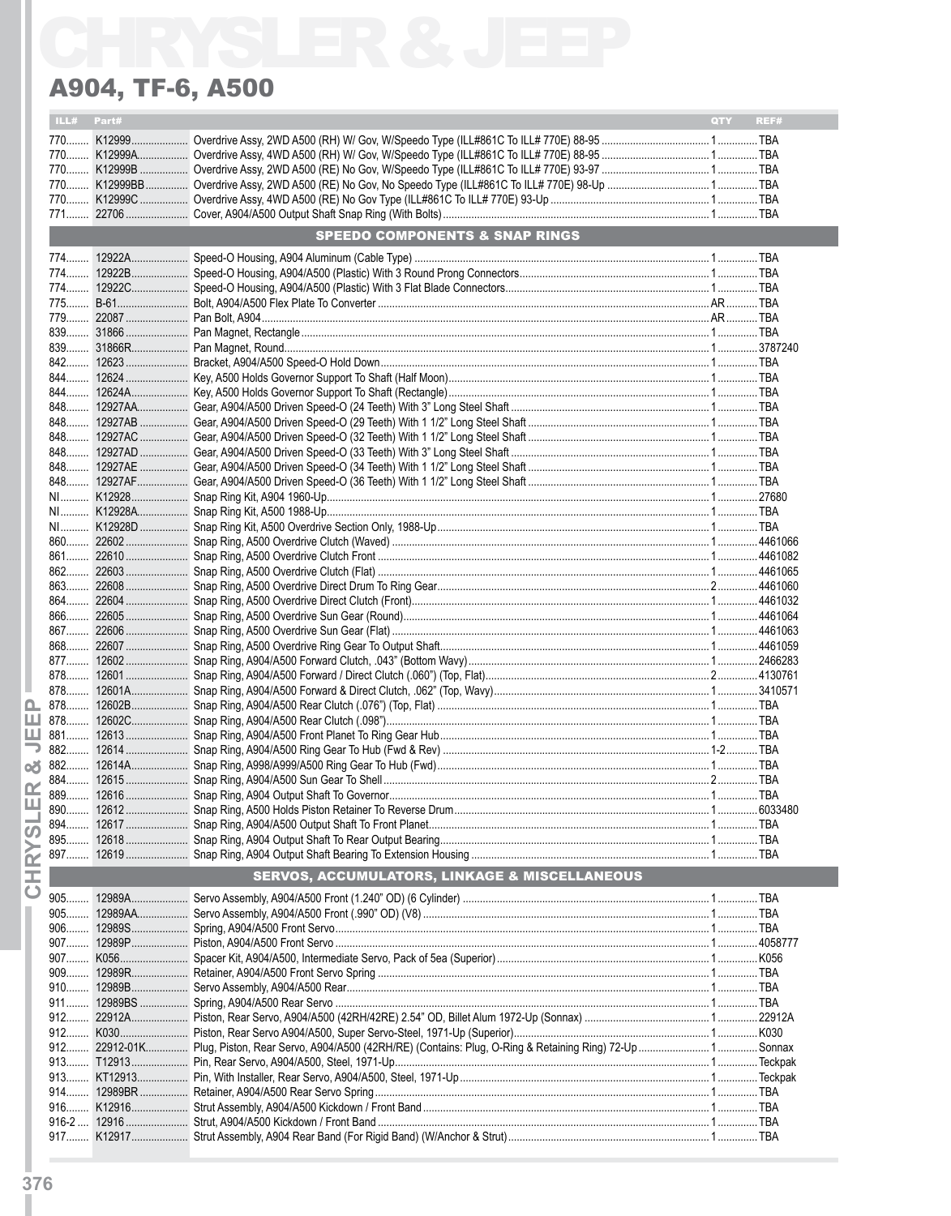# CHRYSLER & JEEP

## A904, TF-6, A500

| ILL# | Part# | | QTY | REF# |
|---|---|---|---|---|
| 770 | K12999 | Overdrive Assy, 2WD A500 (RH) W/ Gov, W/Speedo Type (ILL#861C To ILL# 770E) 88-95 | 1 | TBA |
| 770 | K12999A | Overdrive Assy, 4WD A500 (RH) W/ Gov, W/Speedo Type (ILL#861C To ILL# 770E) 88-95 | 1 | TBA |
| 770 | K12999B | Overdrive Assy, 2WD A500 (RE) No Gov, W/Speedo Type (ILL#861C To ILL# 770E) 93-97 | 1 | TBA |
| 770 | K12999BB | Overdrive Assy, 2WD A500 (RE) No Gov, No Speedo Type (ILL#861C To ILL# 770E) 98-Up | 1 | TBA |
| 770 | K12999C | Overdrive Assy, 4WD A500 (RE) No Gov Type (ILL#861C To ILL# 770E) 93-Up | 1 | TBA |
| 771 | 22706 | Cover, A904/A500 Output Shaft Snap Ring (With Bolts) | 1 | TBA |
| | | **SPEEDO COMPONENTS & SNAP RINGS** | | |
| 774 | 12922A | Speed-O Housing, A904 Aluminum (Cable Type) | 1 | TBA |
| 774 | 12922B | Speed-O Housing, A904/A500 (Plastic) With 3 Round Prong Connectors | 1 | TBA |
| 774 | 12922C | Speed-O Housing, A904/A500 (Plastic) With 3 Flat Blade Connectors | 1 | TBA |
| 775 | B-61 | Bolt, A904/A500 Flex Plate To Converter | AR | TBA |
| 779 | 22087 | Pan Bolt, A904 | AR | TBA |
| 839 | 31866 | Pan Magnet, Rectangle | 1 | TBA |
| 839 | 31866R | Pan Magnet, Round | 1 | 3787240 |
| 842 | 12623 | Bracket, A904/A500 Speed-O Hold Down | 1 | TBA |
| 844 | 12624 | Key, A500 Holds Governor Support To Shaft (Half Moon) | 1 | TBA |
| 844 | 12624A | Key, A500 Holds Governor Support To Shaft (Rectangle) | 1 | TBA |
| 848 | 12927AA | Gear, A904/A500 Driven Speed-O (24 Teeth) With 3" Long Steel Shaft | 1 | TBA |
| 848 | 12927AB | Gear, A904/A500 Driven Speed-O (29 Teeth) With 1 1/2" Long Steel Shaft | 1 | TBA |
| 848 | 12927AC | Gear, A904/A500 Driven Speed-O (32 Teeth) With 1 1/2" Long Steel Shaft | 1 | TBA |
| 848 | 12927AD | Gear, A904/A500 Driven Speed-O (33 Teeth) With 3" Long Steel Shaft | 1 | TBA |
| 848 | 12927AE | Gear, A904/A500 Driven Speed-O (34 Teeth) With 1 1/2" Long Steel Shaft | 1 | TBA |
| 848 | 12927AF | Gear, A904/A500 Driven Speed-O (36 Teeth) With 1 1/2" Long Steel Shaft | 1 | TBA |
| NI | K12928 | Snap Ring Kit, A904 1960-Up | 1 | 27680 |
| NI | K12928A | Snap Ring Kit, A500 1988-Up | 1 | TBA |
| NI | K12928D | Snap Ring Kit, A500 Overdrive Section Only, 1988-Up | 1 | TBA |
| 860 | 22602 | Snap Ring, A500 Overdrive Clutch (Waved) | 1 | 4461066 |
| 861 | 22610 | Snap Ring, A500 Overdrive Clutch Front | 1 | 4461082 |
| 862 | 22603 | Snap Ring, A500 Overdrive Clutch (Flat) | 1 | 4461065 |
| 863 | 22608 | Snap Ring, A500 Overdrive Direct Drum To Ring Gear | 2 | 4461060 |
| 864 | 22604 | Snap Ring, A500 Overdrive Direct Clutch (Front) | 1 | 4461032 |
| 866 | 22605 | Snap Ring, A500 Overdrive Sun Gear (Round) | 1 | 4461064 |
| 867 | 22606 | Snap Ring, A500 Overdrive Sun Gear (Flat) | 1 | 4461063 |
| 868 | 22607 | Snap Ring, A500 Overdrive Ring Gear To Output Shaft | 1 | 4461059 |
| 877 | 12602 | Snap Ring, A904/A500 Forward Clutch, .043" (Bottom Wavy) | 1 | 2466283 |
| 878 | 12601 | Snap Ring, A904/A500 Forward / Direct Clutch (.060") (Top, Flat) | 2 | 4130761 |
| 878 | 12601A | Snap Ring, A904/A500 Forward & Direct Clutch, .062" (Top, Wavy) | 1 | 3410571 |
| 878 | 12602B | Snap Ring, A904/A500 Rear Clutch (.076") (Top, Flat) | 1 | TBA |
| 878 | 12602C | Snap Ring, A904/A500 Rear Clutch (.098") | 1 | TBA |
| 881 | 12613 | Snap Ring, A904/A500 Front Planet To Ring Gear Hub | 1 | TBA |
| 882 | 12614 | Snap Ring, A904/A500 Ring Gear To Hub (Fwd & Rev) | 1-2 | TBA |
| 882 | 12614A | Snap Ring, A998/A999/A500 Ring Gear To Hub (Fwd) | 1 | TBA |
| 884 | 12615 | Snap Ring, A904/A500 Sun Gear To Shell | 2 | TBA |
| 889 | 12616 | Snap Ring, A904 Output Shaft To Governor | 1 | TBA |
| 890 | 12612 | Snap Ring, A500 Holds Piston Retainer To Reverse Drum | 1 | 6033480 |
| 894 | 12617 | Snap Ring, A904/A500 Output Shaft To Front Planet | 1 | TBA |
| 895 | 12618 | Snap Ring, A904 Output Shaft To Rear Output Bearing | 1 | TBA |
| 897 | 12619 | Snap Ring, A904 Output Shaft Bearing To Extension Housing | 1 | TBA |
| | | **SERVOS, ACCUMULATORS, LINKAGE & MISCELLANEOUS** | | |
| 905 | 12989A | Servo Assembly, A904/A500 Front (1.240" OD) (6 Cylinder) | 1 | TBA |
| 905 | 12989AA | Servo Assembly, A904/A500 Front (.990" OD) (V8) | 1 | TBA |
| 906 | 12989S | Spring, A904/A500 Front Servo | 1 | TBA |
| 907 | 12989P | Piston, A904/A500 Front Servo | 1 | 4058777 |
| 907 | K056 | Spacer Kit, A904/A500, Intermediate Servo, Pack of 5ea (Superior) | 1 | K056 |
| 909 | 12989R | Retainer, A904/A500 Front Servo Spring | 1 | TBA |
| 910 | 12989B | Servo Assembly, A904/A500 Rear | 1 | TBA |
| 911 | 12989BS | Spring, A904/A500 Rear Servo | 1 | TBA |
| 912 | 22912A | Piston, Rear Servo, A904/A500 (42RH/42RE) 2.54" OD, Billet Alum 1972-Up (Sonnax) | 1 | 22912A |
| 912 | K030 | Piston, Rear Servo A904/A500, Super Servo-Steel, 1971-Up (Superior) | 1 | K030 |
| 912 | 22912-01K | Plug, Piston, Rear Servo, A904/A500 (42RH/RE) (Contains: Plug, O-Ring & Retaining Ring) 72-Up | 1 | Sonnax |
| 913 | T12913 | Pin, Rear Servo, A904/A500, Steel, 1971-Up | 1 | Teckpak |
| 913 | KT12913 | Pin, With Installer, Rear Servo, A904/A500, Steel, 1971-Up | 1 | Teckpak |
| 914 | 12989BR | Retainer, A904/A500 Rear Servo Spring | 1 | TBA |
| 916 | K12916 | Strut Assembly, A904/A500 Kickdown / Front Band | 1 | TBA |
| 916-2 | 12916 | Strut, A904/A500 Kickdown / Front Band | 1 | TBA |
| 917 | K12917 | Strut Assembly, A904 Rear Band (For Rigid Band) (W/Anchor & Strut) | 1 | TBA |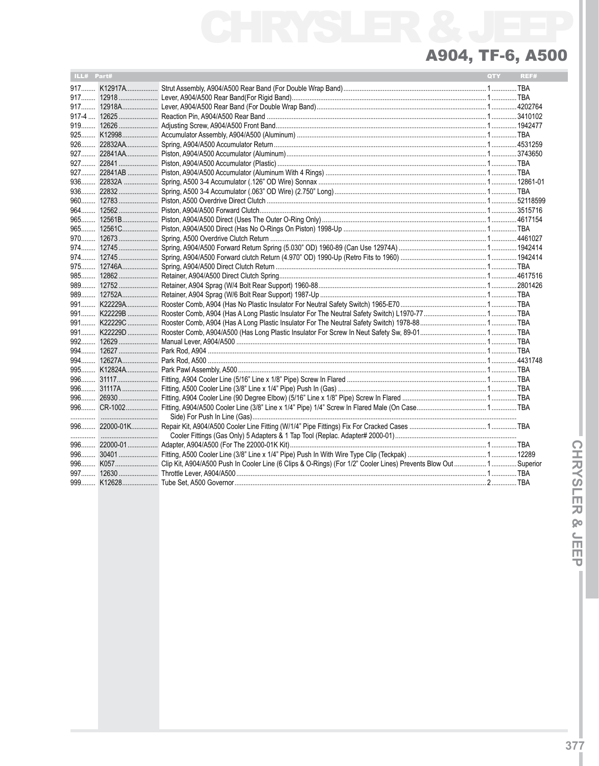# CHRYSLER & JEEP

## A904, TF-6, A500

| ILL# | Part# | | QTY | REF# |
|---|---|---|---|---|
| 917 | K12917A | Strut Assembly, A904/A500 Rear Band (For Double Wrap Band) | 1 | TBA |
| 917 | 12918 | Lever, A904/A500 Rear Band(For Rigid Band) | 1 | TBA |
| 917 | 12918A | Lever, A904/A500 Rear Band (For Double Wrap Band) | 1 | 4202764 |
| 917-4 | 12625 | Reaction Pin, A904/A500 Rear Band | 1 | 3410102 |
| 919 | 12626 | Adjusting Screw, A904/A500 Front Band | 1 | 1942477 |
| 925 | K12998 | Accumulator Assembly, A904/A500 (Aluminum) | 1 | TBA |
| 926 | 22832AA | Spring, A904/A500 Accumulator Return | 1 | 4531259 |
| 927 | 22841AA | Piston, A904/A500 Accumulator (Aluminum) | 1 | 3743650 |
| 927 | 22841 | Piston, A904/A500 Accumulator (Plastic) | 1 | TBA |
| 927 | 22841AB | Piston, A904/A500 Accumulator (Aluminum With 4 Rings) | 1 | TBA |
| 936 | 22832A | Spring, A500 3-4 Accumulator (.126" OD Wire) Sonnax | 1 | 12861-01 |
| 936 | 22832 | Spring, A500 3-4 Accumulator (.063" OD Wire) (2.750" Long) | 1 | TBA |
| 960 | 12783 | Piston, A500 Overdrive Direct Clutch | 1 | 52118599 |
| 964 | 12562 | Piston, A904/A500 Forward Clutch | 1 | 3515716 |
| 965 | 12561B | Piston, A904/A500 Direct (Uses The Outer O-Ring Only) | 1 | 4617154 |
| 965 | 12561C | Piston, A904/A500 Direct (Has No O-Rings On Piston) 1998-Up | 1 | TBA |
| 970 | 12673 | Spring, A500 Overdrive Clutch Return | 1 | 4461027 |
| 974 | 12745 | Spring, A904/A500 Forward Return Spring (5.030" OD) 1960-89 (Can Use 12974A) | 1 | 1942414 |
| 974 | 12745 | Spring, A904/A500 Forward clutch Return (4.970" OD) 1990-Up (Retro Fits to 1960) | 1 | 1942414 |
| 975 | 12746A | Spring, A904/A500 Direct Clutch Return | 1 | TBA |
| 985 | 12862 | Retainer, A904/A500 Direct Clutch Spring | 1 | 4617516 |
| 989 | 12752 | Retainer, A904 Sprag (W/4 Bolt Rear Support) 1960-88 | 1 | 2801426 |
| 989 | 12752A | Retainer, A904 Sprag (W/6 Bolt Rear Support) 1987-Up | 1 | TBA |
| 991 | K22229A | Rooster Comb, A904 (Has No Plastic Insulator For Neutral Safety Switch) 1965-E70 | 1 | TBA |
| 991 | K22229B | Rooster Comb, A904 (Has A Long Plastic Insulator For The Neutral Safety Switch) L1970-77 | 1 | TBA |
| 991 | K22229C | Rooster Comb, A904 (Has A Long Plastic Insulator For The Neutral Safety Switch) 1978-88 | 1 | TBA |
| 991 | K22229D | Rooster Comb, A904/A500 (Has Long Plastic Insulator For Screw In Neut Safety Sw, 89-01 | 1 | TBA |
| 992 | 12629 | Manual Lever, A904/A500 | 1 | TBA |
| 994 | 12627 | Park Rod, A904 | 1 | TBA |
| 994 | 12627A | Park Rod, A500 | 1 | 4431748 |
| 995 | K12824A | Park Pawl Assembly, A500 | 1 | TBA |
| 996 | 31117 | Fitting, A904 Cooler Line (5/16" Line x 1/8" Pipe) Screw In Flared | 1 | TBA |
| 996 | 31117A | Fitting, A500 Cooler Line (3/8" Line x 1/4" Pipe) Push In (Gas) | 1 | TBA |
| 996 | 26930 | Fitting, A904 Cooler Line (90 Degree Elbow) (5/16" Line x 1/8" Pipe) Screw In Flared | 1 | TBA |
| 996 | CR-1002 | Fitting, A904/A500 Cooler Line (3/8" Line x 1/4" Pipe) 1/4" Screw In Flared Male (On Case Side) For Push In Line (Gas) | 1 | TBA |
| 996 | 22000-01K | Repair Kit, A904/A500 Cooler Line Fitting (W/1/4" Pipe Fittings) Fix For Cracked Cases Cooler Fittings (Gas Only) 5 Adapters & 1 Tap Tool (Replac. Adapter# 2000-01) | 1 | TBA |
| 996 | 22000-01 | Adapter, A904/A500 (For The 22000-01K Kit) | 1 | TBA |
| 996 | 30401 | Fitting, A500 Cooler Line (3/8" Line x 1/4" Pipe) Push In With Wire Type Clip (Teckpak) | 1 | 12289 |
| 996 | K057 | Clip Kit, A904/A500 Push In Cooler Line (6 Clips & O-Rings) (For 1/2" Cooler Lines) Prevents Blow Out | 1 | Superior |
| 997 | 12630 | Throttle Lever, A904/A500 | 1 | TBA |
| 999 | K12628 | Tube Set, A500 Governor | 2 | TBA |